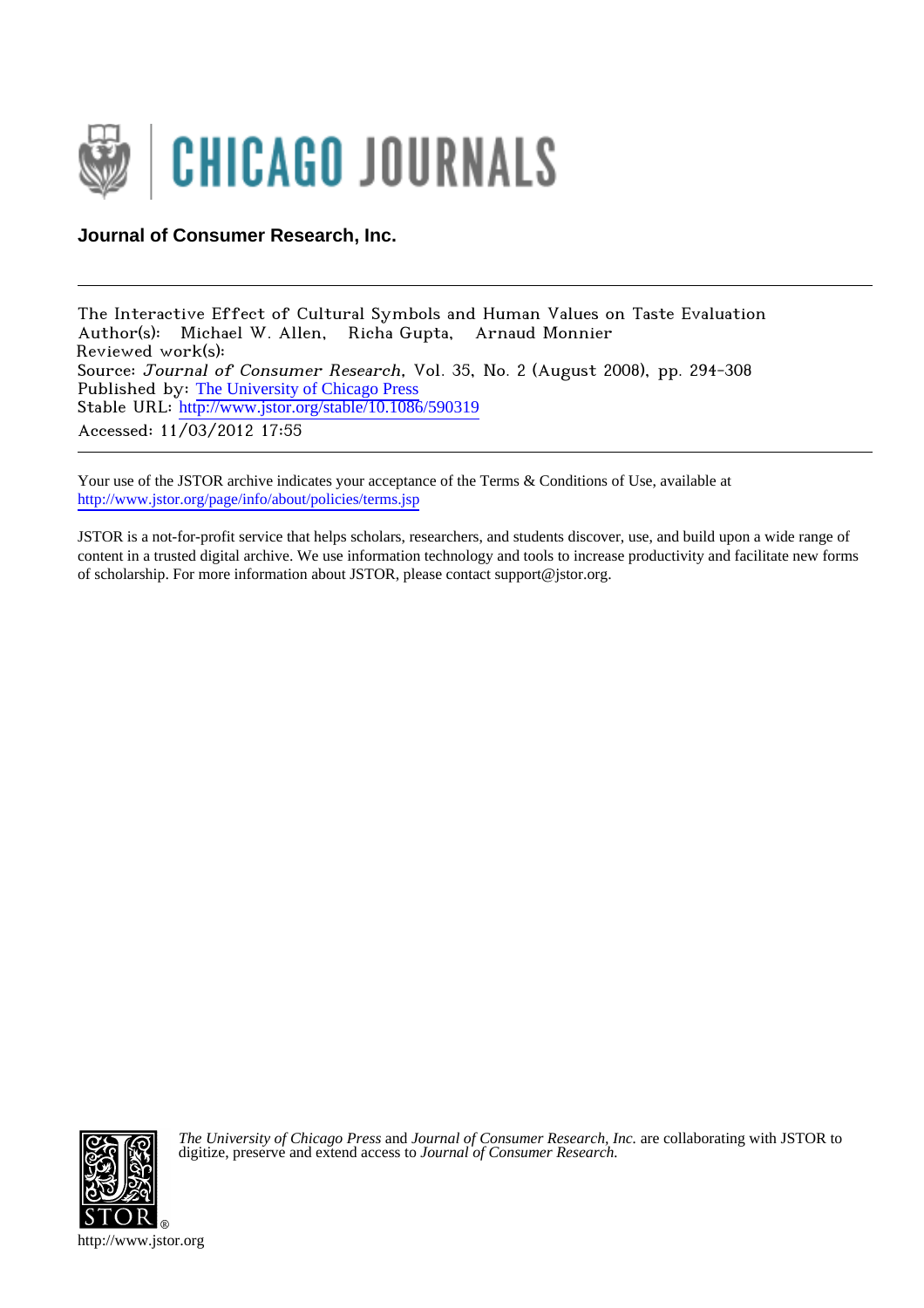# CHICAGO JOURNALS

**Journal of Consumer Research, Inc.**

---

The Interactive Effect of Cultural Symbols and Human Values on Taste Evaluation
Author(s): Michael W. Allen, Richa Gupta, Arnaud Monnier
Reviewed work(s):
Source: *Journal of Consumer Research*, Vol. 35, No. 2 (August 2008), pp. 294-308
Published by: The University of Chicago Press
Stable URL: http://www.jstor.org/stable/10.1086/590319
Accessed: 11/03/2012 17:55

---

Your use of the JSTOR archive indicates your acceptance of the Terms & Conditions of Use, available at
http://www.jstor.org/page/info/about/policies/terms.jsp

JSTOR is a not-for-profit service that helps scholars, researchers, and students discover, use, and build upon a wide range of content in a trusted digital archive. We use information technology and tools to increase productivity and facilitate new forms of scholarship. For more information about JSTOR, please contact support@jstor.org.

*The University of Chicago Press* and *Journal of Consumer Research, Inc.* are collaborating with JSTOR to digitize, preserve and extend access to *Journal of Consumer Research.*

http://www.jstor.org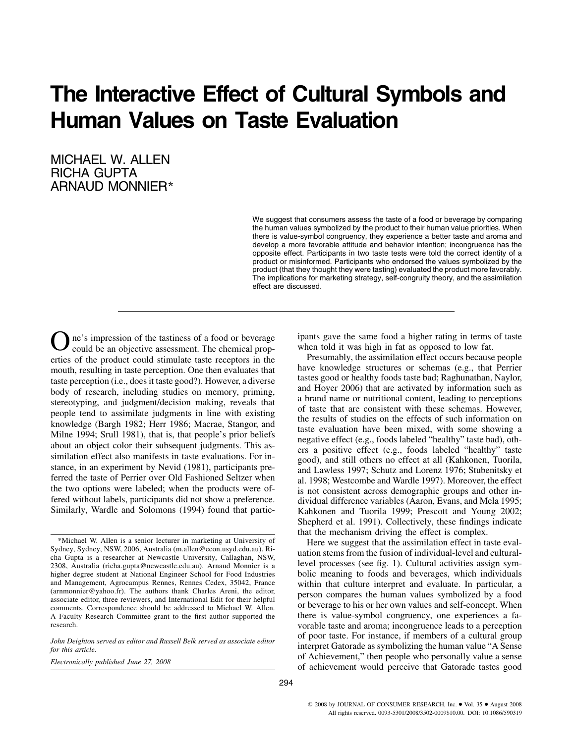# The Interactive Effect of Cultural Symbols and Human Values on Taste Evaluation

MICHAEL W. ALLEN
RICHA GUPTA
ARNAUD MONNIER*

We suggest that consumers assess the taste of a food or beverage by comparing the human values symbolized by the product to their human value priorities. When there is value-symbol congruency, they experience a better taste and aroma and develop a more favorable attitude and behavior intention; incongruence has the opposite effect. Participants in two taste tests were told the correct identity of a product or misinformed. Participants who endorsed the values symbolized by the product (that they thought they were tasting) evaluated the product more favorably. The implications for marketing strategy, self-congruity theory, and the assimilation effect are discussed.

---

One's impression of the tastiness of a food or beverage could be an objective assessment. The chemical properties of the product could stimulate taste receptors in the mouth, resulting in taste perception. One then evaluates that taste perception (i.e., does it taste good?). However, a diverse body of research, including studies on memory, priming, stereotyping, and judgment/decision making, reveals that people tend to assimilate judgments in line with existing knowledge (Bargh 1982; Herr 1986; Macrae, Stangor, and Milne 1994; Srull 1981), that is, that people's prior beliefs about an object color their subsequent judgments. This assimilation effect also manifests in taste evaluations. For instance, in an experiment by Nevid (1981), participants preferred the taste of Perrier over Old Fashioned Seltzer when the two options were labeled; when the products were offered without labels, participants did not show a preference. Similarly, Wardle and Solomons (1994) found that participants gave the same food a higher rating in terms of taste when told it was high in fat as opposed to low fat.

Presumably, the assimilation effect occurs because people have knowledge structures or schemas (e.g., that Perrier tastes good or healthy foods taste bad; Raghunathan, Naylor, and Hoyer 2006) that are activated by information such as a brand name or nutritional content, leading to perceptions of taste that are consistent with these schemas. However, the results of studies on the effects of such information on taste evaluation have been mixed, with some showing a negative effect (e.g., foods labeled "healthy" taste bad), others a positive effect (e.g., foods labeled "healthy" taste good), and still others no effect at all (Kahkonen, Tuorila, and Lawless 1997; Schutz and Lorenz 1976; Stubenitsky et al. 1998; Westcombe and Wardle 1997). Moreover, the effect is not consistent across demographic groups and other individual difference variables (Aaron, Evans, and Mela 1995; Kahkonen and Tuorila 1999; Prescott and Young 2002; Shepherd et al. 1991). Collectively, these findings indicate that the mechanism driving the effect is complex.

Here we suggest that the assimilation effect in taste evaluation stems from the fusion of individual-level and cultural-level processes (see fig. 1). Cultural activities assign symbolic meaning to foods and beverages, which individuals within that culture interpret and evaluate. In particular, a person compares the human values symbolized by a food or beverage to his or her own values and self-concept. When there is value-symbol congruency, one experiences a favorable taste and aroma; incongruence leads to a perception of poor taste. For instance, if members of a cultural group interpret Gatorade as symbolizing the human value "A Sense of Achievement," then people who personally value a sense of achievement would perceive that Gatorade tastes good

---

*Michael W. Allen is a senior lecturer in marketing at University of Sydney, Sydney, NSW, 2006, Australia (m.allen@econ.usyd.edu.au). Richa Gupta is a researcher at Newcastle University, Callaghan, NSW, 2308, Australia (richa.gupta@newcastle.edu.au). Arnaud Monnier is a higher degree student at National Engineer School for Food Industries and Management, Agrocampus Rennes, Rennes Cedex, 35042, France (arnmonnier@yahoo.fr). The authors thank Charles Areni, the editor, associate editor, three reviewers, and International Edit for their helpful comments. Correspondence should be addressed to Michael W. Allen. A Faculty Research Committee grant to the first author supported the research.

*John Deighton served as editor and Russell Belk served as associate editor for this article.*

*Electronically published June 27, 2008*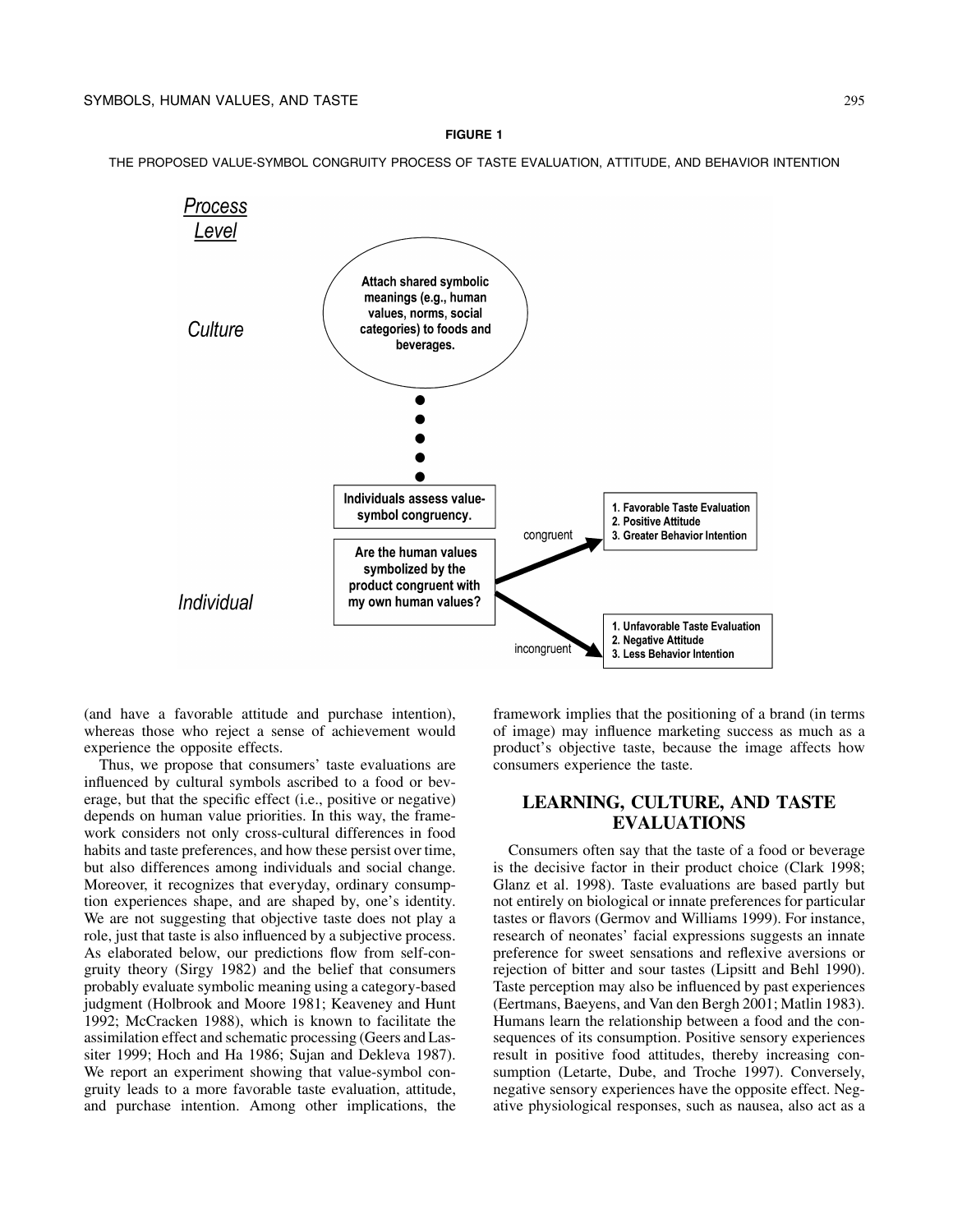**FIGURE 1**

THE PROPOSED VALUE-SYMBOL CONGRUITY PROCESS OF TASTE EVALUATION, ATTITUDE, AND BEHAVIOR INTENTION

*Process Level*

*Culture*

**Attach shared symbolic meanings (e.g., human values, norms, social categories) to foods and beverages.**

*Individual*

**Individuals assess value-symbol congruency.**

**Are the human values symbolized by the product congruent with my own human values?**

congruent → **1. Favorable Taste Evaluation 2. Positive Attitude 3. Greater Behavior Intention**

incongruent → **1. Unfavorable Taste Evaluation 2. Negative Attitude 3. Less Behavior Intention**

(and have a favorable attitude and purchase intention), whereas those who reject a sense of achievement would experience the opposite effects.

Thus, we propose that consumers' taste evaluations are influenced by cultural symbols ascribed to a food or beverage, but that the specific effect (i.e., positive or negative) depends on human value priorities. In this way, the framework considers not only cross-cultural differences in food habits and taste preferences, and how these persist over time, but also differences among individuals and social change. Moreover, it recognizes that everyday, ordinary consumption experiences shape, and are shaped by, one's identity. We are not suggesting that objective taste does not play a role, just that taste is also influenced by a subjective process. As elaborated below, our predictions flow from self-congruity theory (Sirgy 1982) and the belief that consumers probably evaluate symbolic meaning using a category-based judgment (Holbrook and Moore 1981; Keaveney and Hunt 1992; McCracken 1988), which is known to facilitate the assimilation effect and schematic processing (Geers and Lassiter 1999; Hoch and Ha 1986; Sujan and Dekleva 1987). We report an experiment showing that value-symbol congruity leads to a more favorable taste evaluation, attitude, and purchase intention. Among other implications, the framework implies that the positioning of a brand (in terms of image) may influence marketing success as much as a product's objective taste, because the image affects how consumers experience the taste.

## LEARNING, CULTURE, AND TASTE EVALUATIONS

Consumers often say that the taste of a food or beverage is the decisive factor in their product choice (Clark 1998; Glanz et al. 1998). Taste evaluations are based partly but not entirely on biological or innate preferences for particular tastes or flavors (Germov and Williams 1999). For instance, research of neonates' facial expressions suggests an innate preference for sweet sensations and reflexive aversions or rejection of bitter and sour tastes (Lipsitt and Behl 1990). Taste perception may also be influenced by past experiences (Eertmans, Baeyens, and Van den Bergh 2001; Matlin 1983). Humans learn the relationship between a food and the consequences of its consumption. Positive sensory experiences result in positive food attitudes, thereby increasing consumption (Letarte, Dube, and Troche 1997). Conversely, negative sensory experiences have the opposite effect. Negative physiological responses, such as nausea, also act as a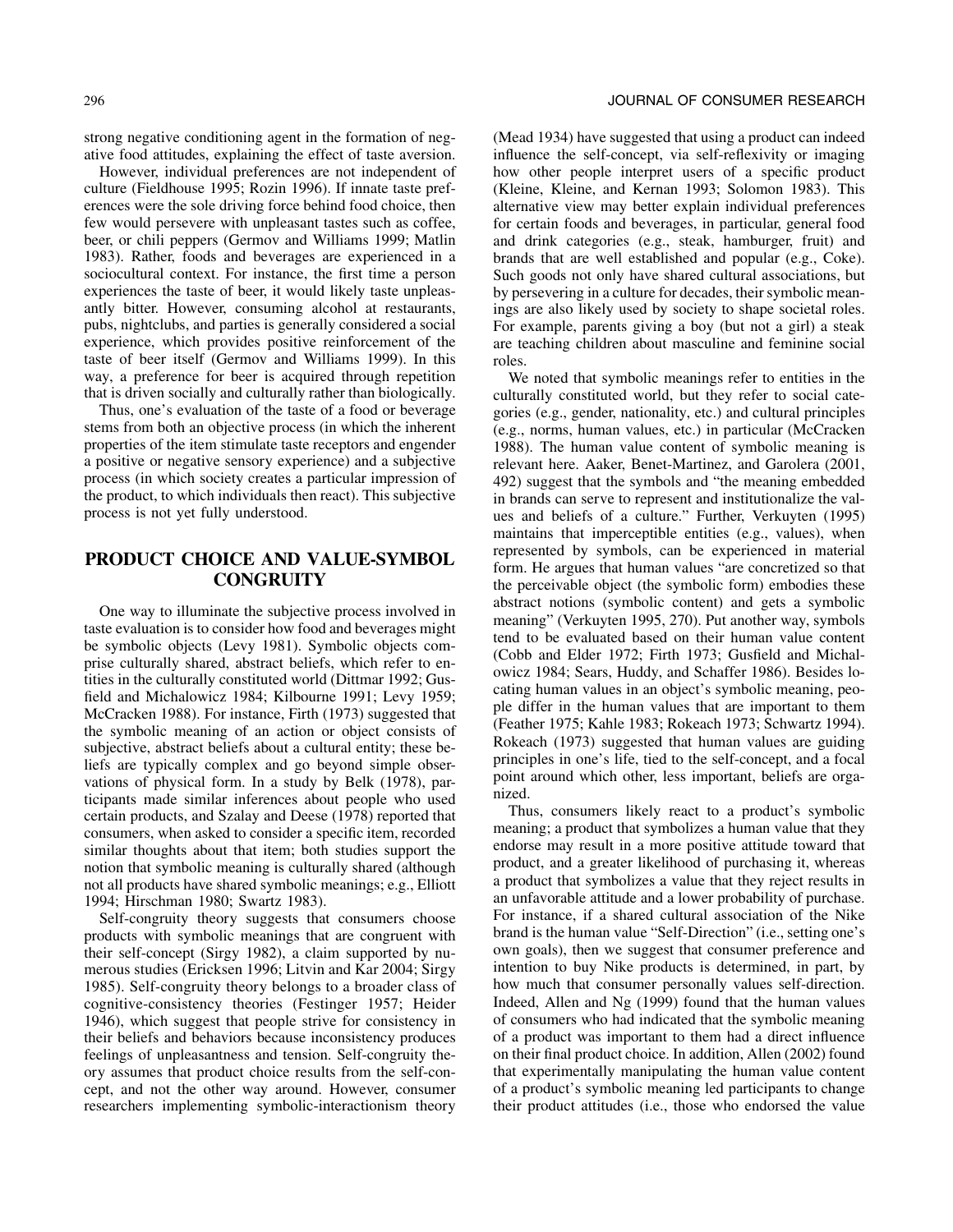strong negative conditioning agent in the formation of negative food attitudes, explaining the effect of taste aversion.

However, individual preferences are not independent of culture (Fieldhouse 1995; Rozin 1996). If innate taste preferences were the sole driving force behind food choice, then few would persevere with unpleasant tastes such as coffee, beer, or chili peppers (Germov and Williams 1999; Matlin 1983). Rather, foods and beverages are experienced in a sociocultural context. For instance, the first time a person experiences the taste of beer, it would likely taste unpleasantly bitter. However, consuming alcohol at restaurants, pubs, nightclubs, and parties is generally considered a social experience, which provides positive reinforcement of the taste of beer itself (Germov and Williams 1999). In this way, a preference for beer is acquired through repetition that is driven socially and culturally rather than biologically.

Thus, one's evaluation of the taste of a food or beverage stems from both an objective process (in which the inherent properties of the item stimulate taste receptors and engender a positive or negative sensory experience) and a subjective process (in which society creates a particular impression of the product, to which individuals then react). This subjective process is not yet fully understood.

## PRODUCT CHOICE AND VALUE-SYMBOL CONGRUITY

One way to illuminate the subjective process involved in taste evaluation is to consider how food and beverages might be symbolic objects (Levy 1981). Symbolic objects comprise culturally shared, abstract beliefs, which refer to entities in the culturally constituted world (Dittmar 1992; Gusfield and Michalowicz 1984; Kilbourne 1991; Levy 1959; McCracken 1988). For instance, Firth (1973) suggested that the symbolic meaning of an action or object consists of subjective, abstract beliefs about a cultural entity; these beliefs are typically complex and go beyond simple observations of physical form. In a study by Belk (1978), participants made similar inferences about people who used certain products, and Szalay and Deese (1978) reported that consumers, when asked to consider a specific item, recorded similar thoughts about that item; both studies support the notion that symbolic meaning is culturally shared (although not all products have shared symbolic meanings; e.g., Elliott 1994; Hirschman 1980; Swartz 1983).

Self-congruity theory suggests that consumers choose products with symbolic meanings that are congruent with their self-concept (Sirgy 1982), a claim supported by numerous studies (Ericksen 1996; Litvin and Kar 2004; Sirgy 1985). Self-congruity theory belongs to a broader class of cognitive-consistency theories (Festinger 1957; Heider 1946), which suggest that people strive for consistency in their beliefs and behaviors because inconsistency produces feelings of unpleasantness and tension. Self-congruity theory assumes that product choice results from the self-concept, and not the other way around. However, consumer researchers implementing symbolic-interactionism theory (Mead 1934) have suggested that using a product can indeed influence the self-concept, via self-reflexivity or imaging how other people interpret users of a specific product (Kleine, Kleine, and Kernan 1993; Solomon 1983). This alternative view may better explain individual preferences for certain foods and beverages, in particular, general food and drink categories (e.g., steak, hamburger, fruit) and brands that are well established and popular (e.g., Coke). Such goods not only have shared cultural associations, but by persevering in a culture for decades, their symbolic meanings are also likely used by society to shape societal roles. For example, parents giving a boy (but not a girl) a steak are teaching children about masculine and feminine social roles.

We noted that symbolic meanings refer to entities in the culturally constituted world, but they refer to social categories (e.g., gender, nationality, etc.) and cultural principles (e.g., norms, human values, etc.) in particular (McCracken 1988). The human value content of symbolic meaning is relevant here. Aaker, Benet-Martinez, and Garolera (2001, 492) suggest that the symbols and "the meaning embedded in brands can serve to represent and institutionalize the values and beliefs of a culture." Further, Verkuyten (1995) maintains that imperceptible entities (e.g., values), when represented by symbols, can be experienced in material form. He argues that human values "are concretized so that the perceivable object (the symbolic form) embodies these abstract notions (symbolic content) and gets a symbolic meaning" (Verkuyten 1995, 270). Put another way, symbols tend to be evaluated based on their human value content (Cobb and Elder 1972; Firth 1973; Gusfield and Michalowicz 1984; Sears, Huddy, and Schaffer 1986). Besides locating human values in an object's symbolic meaning, people differ in the human values that are important to them (Feather 1975; Kahle 1983; Rokeach 1973; Schwartz 1994). Rokeach (1973) suggested that human values are guiding principles in one's life, tied to the self-concept, and a focal point around which other, less important, beliefs are organized.

Thus, consumers likely react to a product's symbolic meaning; a product that symbolizes a human value that they endorse may result in a more positive attitude toward that product, and a greater likelihood of purchasing it, whereas a product that symbolizes a value that they reject results in an unfavorable attitude and a lower probability of purchase. For instance, if a shared cultural association of the Nike brand is the human value "Self-Direction" (i.e., setting one's own goals), then we suggest that consumer preference and intention to buy Nike products is determined, in part, by how much that consumer personally values self-direction. Indeed, Allen and Ng (1999) found that the human values of consumers who had indicated that the symbolic meaning of a product was important to them had a direct influence on their final product choice. In addition, Allen (2002) found that experimentally manipulating the human value content of a product's symbolic meaning led participants to change their product attitudes (i.e., those who endorsed the value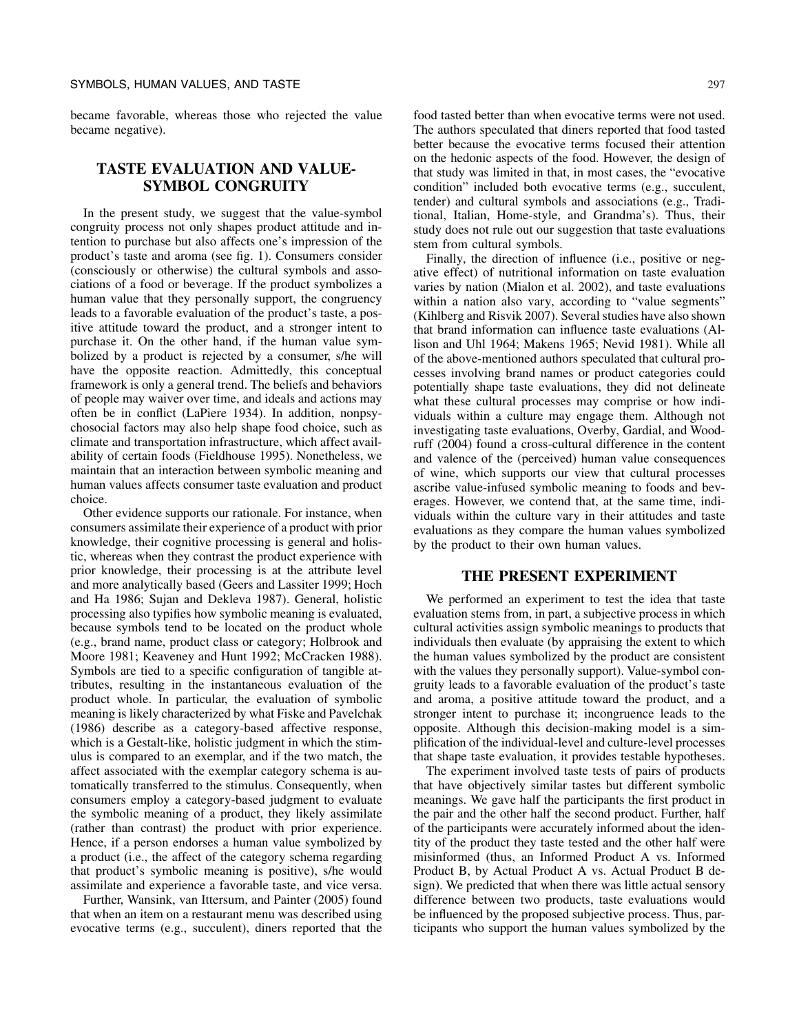became favorable, whereas those who rejected the value became negative).

## TASTE EVALUATION AND VALUE-SYMBOL CONGRUITY

In the present study, we suggest that the value-symbol congruity process not only shapes product attitude and intention to purchase but also affects one's impression of the product's taste and aroma (see fig. 1). Consumers consider (consciously or otherwise) the cultural symbols and associations of a food or beverage. If the product symbolizes a human value that they personally support, the congruency leads to a favorable evaluation of the product's taste, a positive attitude toward the product, and a stronger intent to purchase it. On the other hand, if the human value symbolized by a product is rejected by a consumer, s/he will have the opposite reaction. Admittedly, this conceptual framework is only a general trend. The beliefs and behaviors of people may waiver over time, and ideals and actions may often be in conflict (LaPiere 1934). In addition, nonpsychosocial factors may also help shape food choice, such as climate and transportation infrastructure, which affect availability of certain foods (Fieldhouse 1995). Nonetheless, we maintain that an interaction between symbolic meaning and human values affects consumer taste evaluation and product choice.

Other evidence supports our rationale. For instance, when consumers assimilate their experience of a product with prior knowledge, their cognitive processing is general and holistic, whereas when they contrast the product experience with prior knowledge, their processing is at the attribute level and more analytically based (Geers and Lassiter 1999; Hoch and Ha 1986; Sujan and Dekleva 1987). General, holistic processing also typifies how symbolic meaning is evaluated, because symbols tend to be located on the product whole (e.g., brand name, product class or category; Holbrook and Moore 1981; Keaveney and Hunt 1992; McCracken 1988). Symbols are tied to a specific configuration of tangible attributes, resulting in the instantaneous evaluation of the product whole. In particular, the evaluation of symbolic meaning is likely characterized by what Fiske and Pavelchak (1986) describe as a category-based affective response, which is a Gestalt-like, holistic judgment in which the stimulus is compared to an exemplar, and if the two match, the affect associated with the exemplar category schema is automatically transferred to the stimulus. Consequently, when consumers employ a category-based judgment to evaluate the symbolic meaning of a product, they likely assimilate (rather than contrast) the product with prior experience. Hence, if a person endorses a human value symbolized by a product (i.e., the affect of the category schema regarding that product's symbolic meaning is positive), s/he would assimilate and experience a favorable taste, and vice versa.

Further, Wansink, van Ittersum, and Painter (2005) found that when an item on a restaurant menu was described using evocative terms (e.g., succulent), diners reported that the food tasted better than when evocative terms were not used. The authors speculated that diners reported that food tasted better because the evocative terms focused their attention on the hedonic aspects of the food. However, the design of that study was limited in that, in most cases, the "evocative condition" included both evocative terms (e.g., succulent, tender) and cultural symbols and associations (e.g., Traditional, Italian, Home-style, and Grandma's). Thus, their study does not rule out our suggestion that taste evaluations stem from cultural symbols.

Finally, the direction of influence (i.e., positive or negative effect) of nutritional information on taste evaluation varies by nation (Mialon et al. 2002), and taste evaluations within a nation also vary, according to "value segments" (Kihlberg and Risvik 2007). Several studies have also shown that brand information can influence taste evaluations (Allison and Uhl 1964; Makens 1965; Nevid 1981). While all of the above-mentioned authors speculated that cultural processes involving brand names or product categories could potentially shape taste evaluations, they did not delineate what these cultural processes may comprise or how individuals within a culture may engage them. Although not investigating taste evaluations, Overby, Gardial, and Woodruff (2004) found a cross-cultural difference in the content and valence of the (perceived) human value consequences of wine, which supports our view that cultural processes ascribe value-infused symbolic meaning to foods and beverages. However, we contend that, at the same time, individuals within the culture vary in their attitudes and taste evaluations as they compare the human values symbolized by the product to their own human values.

## THE PRESENT EXPERIMENT

We performed an experiment to test the idea that taste evaluation stems from, in part, a subjective process in which cultural activities assign symbolic meanings to products that individuals then evaluate (by appraising the extent to which the human values symbolized by the product are consistent with the values they personally support). Value-symbol congruity leads to a favorable evaluation of the product's taste and aroma, a positive attitude toward the product, and a stronger intent to purchase it; incongruence leads to the opposite. Although this decision-making model is a simplification of the individual-level and culture-level processes that shape taste evaluation, it provides testable hypotheses.

The experiment involved taste tests of pairs of products that have objectively similar tastes but different symbolic meanings. We gave half the participants the first product in the pair and the other half the second product. Further, half of the participants were accurately informed about the identity of the product they taste tested and the other half were misinformed (thus, an Informed Product A vs. Informed Product B, by Actual Product A vs. Actual Product B design). We predicted that when there was little actual sensory difference between two products, taste evaluations would be influenced by the proposed subjective process. Thus, participants who support the human values symbolized by the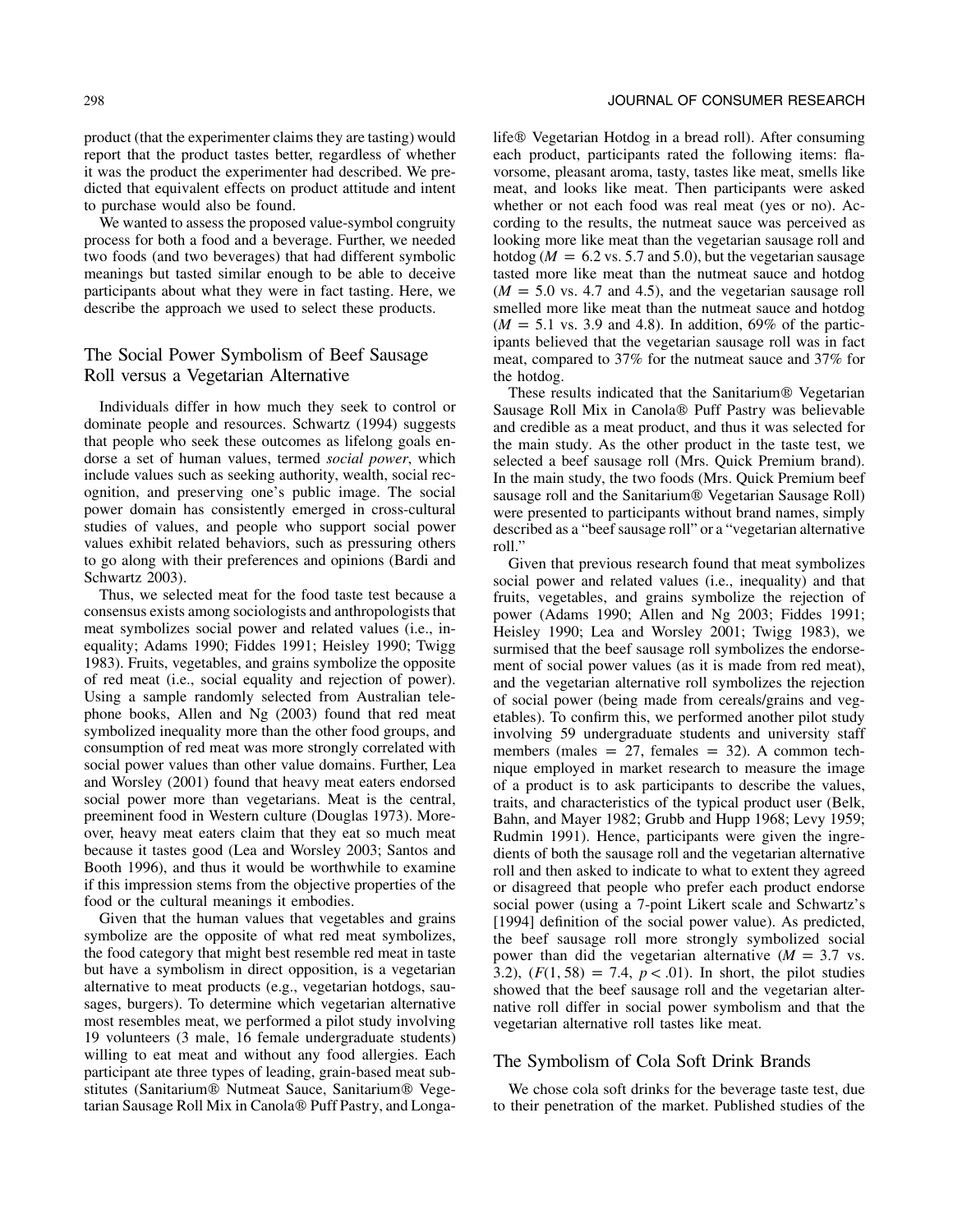product (that the experimenter claims they are tasting) would report that the product tastes better, regardless of whether it was the product the experimenter had described. We predicted that equivalent effects on product attitude and intent to purchase would also be found.

We wanted to assess the proposed value-symbol congruity process for both a food and a beverage. Further, we needed two foods (and two beverages) that had different symbolic meanings but tasted similar enough to be able to deceive participants about what they were in fact tasting. Here, we describe the approach we used to select these products.

## The Social Power Symbolism of Beef Sausage Roll versus a Vegetarian Alternative

Individuals differ in how much they seek to control or dominate people and resources. Schwartz (1994) suggests that people who seek these outcomes as lifelong goals endorse a set of human values, termed *social power*, which include values such as seeking authority, wealth, social recognition, and preserving one's public image. The social power domain has consistently emerged in cross-cultural studies of values, and people who support social power values exhibit related behaviors, such as pressuring others to go along with their preferences and opinions (Bardi and Schwartz 2003).

Thus, we selected meat for the food taste test because a consensus exists among sociologists and anthropologists that meat symbolizes social power and related values (i.e., inequality; Adams 1990; Fiddes 1991; Heisley 1990; Twigg 1983). Fruits, vegetables, and grains symbolize the opposite of red meat (i.e., social equality and rejection of power). Using a sample randomly selected from Australian telephone books, Allen and Ng (2003) found that red meat symbolized inequality more than the other food groups, and consumption of red meat was more strongly correlated with social power values than other value domains. Further, Lea and Worsley (2001) found that heavy meat eaters endorsed social power more than vegetarians. Meat is the central, preeminent food in Western culture (Douglas 1973). Moreover, heavy meat eaters claim that they eat so much meat because it tastes good (Lea and Worsley 2003; Santos and Booth 1996), and thus it would be worthwhile to examine if this impression stems from the objective properties of the food or the cultural meanings it embodies.

Given that the human values that vegetables and grains symbolize are the opposite of what red meat symbolizes, the food category that might best resemble red meat in taste but have a symbolism in direct opposition, is a vegetarian alternative to meat products (e.g., vegetarian hotdogs, sausages, burgers). To determine which vegetarian alternative most resembles meat, we performed a pilot study involving 19 volunteers (3 male, 16 female undergraduate students) willing to eat meat and without any food allergies. Each participant ate three types of leading, grain-based meat substitutes (Sanitarium® Nutmeat Sauce, Sanitarium® Vegetarian Sausage Roll Mix in Canola® Puff Pastry, and Longalife® Vegetarian Hotdog in a bread roll). After consuming each product, participants rated the following items: flavorsome, pleasant aroma, tasty, tastes like meat, smells like meat, and looks like meat. Then participants were asked whether or not each food was real meat (yes or no). According to the results, the nutmeat sauce was perceived as looking more like meat than the vegetarian sausage roll and hotdog ($M = 6.2$ vs. 5.7 and 5.0), but the vegetarian sausage tasted more like meat than the nutmeat sauce and hotdog ($M = 5.0$ vs. 4.7 and 4.5), and the vegetarian sausage roll smelled more like meat than the nutmeat sauce and hotdog ($M = 5.1$ vs. 3.9 and 4.8). In addition, 69% of the participants believed that the vegetarian sausage roll was in fact meat, compared to 37% for the nutmeat sauce and 37% for the hotdog.

These results indicated that the Sanitarium® Vegetarian Sausage Roll Mix in Canola® Puff Pastry was believable and credible as a meat product, and thus it was selected for the main study. As the other product in the taste test, we selected a beef sausage roll (Mrs. Quick Premium brand). In the main study, the two foods (Mrs. Quick Premium beef sausage roll and the Sanitarium® Vegetarian Sausage Roll) were presented to participants without brand names, simply described as a "beef sausage roll" or a "vegetarian alternative roll."

Given that previous research found that meat symbolizes social power and related values (i.e., inequality) and that fruits, vegetables, and grains symbolize the rejection of power (Adams 1990; Allen and Ng 2003; Fiddes 1991; Heisley 1990; Lea and Worsley 2001; Twigg 1983), we surmised that the beef sausage roll symbolizes the endorsement of social power values (as it is made from red meat), and the vegetarian alternative roll symbolizes the rejection of social power (being made from cereals/grains and vegetables). To confirm this, we performed another pilot study involving 59 undergraduate students and university staff members (males = 27, females = 32). A common technique employed in market research to measure the image of a product is to ask participants to describe the values, traits, and characteristics of the typical product user (Belk, Bahn, and Mayer 1982; Grubb and Hupp 1968; Levy 1959; Rudmin 1991). Hence, participants were given the ingredients of both the sausage roll and the vegetarian alternative roll and then asked to indicate to what to extent they agreed or disagreed that people who prefer each product endorse social power (using a 7-point Likert scale and Schwartz's [1994] definition of the social power value). As predicted, the beef sausage roll more strongly symbolized social power than did the vegetarian alternative ($M = 3.7$ vs. 3.2), ($F(1, 58) = 7.4$, $p < .01$). In short, the pilot studies showed that the beef sausage roll and the vegetarian alternative roll differ in social power symbolism and that the vegetarian alternative roll tastes like meat.

## The Symbolism of Cola Soft Drink Brands

We chose cola soft drinks for the beverage taste test, due to their penetration of the market. Published studies of the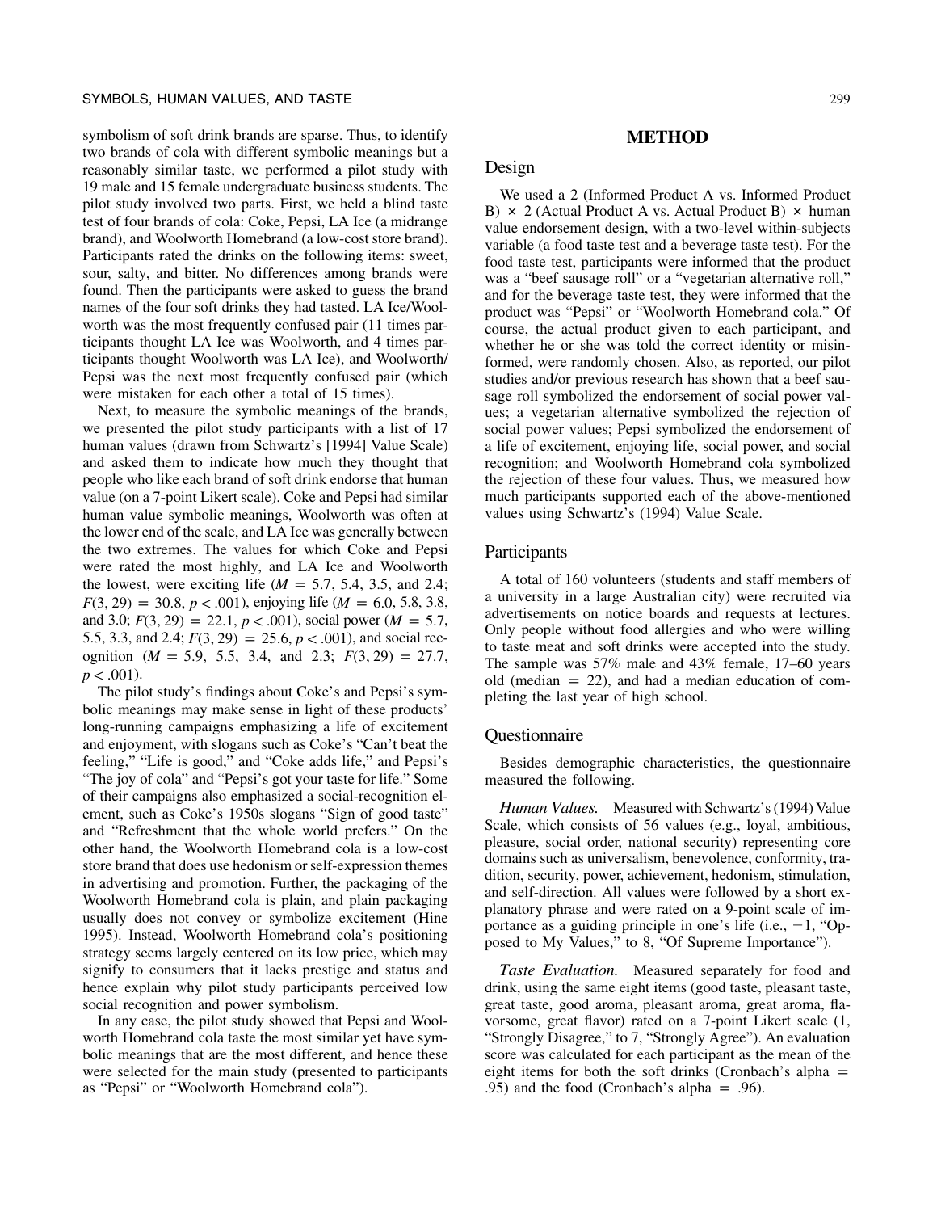symbolism of soft drink brands are sparse. Thus, to identify two brands of cola with different symbolic meanings but a reasonably similar taste, we performed a pilot study with 19 male and 15 female undergraduate business students. The pilot study involved two parts. First, we held a blind taste test of four brands of cola: Coke, Pepsi, LA Ice (a midrange brand), and Woolworth Homebrand (a low-cost store brand). Participants rated the drinks on the following items: sweet, sour, salty, and bitter. No differences among brands were found. Then the participants were asked to guess the brand names of the four soft drinks they had tasted. LA Ice/Woolworth was the most frequently confused pair (11 times participants thought LA Ice was Woolworth, and 4 times participants thought Woolworth was LA Ice), and Woolworth/Pepsi was the next most frequently confused pair (which were mistaken for each other a total of 15 times).

Next, to measure the symbolic meanings of the brands, we presented the pilot study participants with a list of 17 human values (drawn from Schwartz's [1994] Value Scale) and asked them to indicate how much they thought that people who like each brand of soft drink endorse that human value (on a 7-point Likert scale). Coke and Pepsi had similar human value symbolic meanings, Woolworth was often at the lower end of the scale, and LA Ice was generally between the two extremes. The values for which Coke and Pepsi were rated the most highly, and LA Ice and Woolworth the lowest, were exciting life ($M$ = 5.7, 5.4, 3.5, and 2.4; $F(3, 29) = 30.8$, $p < .001$), enjoying life ($M$ = 6.0, 5.8, 3.8, and 3.0; $F(3, 29) = 22.1$, $p < .001$), social power ($M$ = 5.7, 5.5, 3.3, and 2.4; $F(3, 29) = 25.6$, $p < .001$), and social recognition ($M$ = 5.9, 5.5, 3.4, and 2.3; $F(3, 29) = 27.7$, $p < .001$).

The pilot study's findings about Coke's and Pepsi's symbolic meanings may make sense in light of these products' long-running campaigns emphasizing a life of excitement and enjoyment, with slogans such as Coke's "Can't beat the feeling," "Life is good," and "Coke adds life," and Pepsi's "The joy of cola" and "Pepsi's got your taste for life." Some of their campaigns also emphasized a social-recognition element, such as Coke's 1950s slogans "Sign of good taste" and "Refreshment that the whole world prefers." On the other hand, the Woolworth Homebrand cola is a low-cost store brand that does use hedonism or self-expression themes in advertising and promotion. Further, the packaging of the Woolworth Homebrand cola is plain, and plain packaging usually does not convey or symbolize excitement (Hine 1995). Instead, Woolworth Homebrand cola's positioning strategy seems largely centered on its low price, which may signify to consumers that it lacks prestige and status and hence explain why pilot study participants perceived low social recognition and power symbolism.

In any case, the pilot study showed that Pepsi and Woolworth Homebrand cola taste the most similar yet have symbolic meanings that are the most different, and hence these were selected for the main study (presented to participants as "Pepsi" or "Woolworth Homebrand cola").

# METHOD

## Design

We used a 2 (Informed Product A vs. Informed Product B) × 2 (Actual Product A vs. Actual Product B) × human value endorsement design, with a two-level within-subjects variable (a food taste test and a beverage taste test). For the food taste test, participants were informed that the product was a "beef sausage roll" or a "vegetarian alternative roll," and for the beverage taste test, they were informed that the product was "Pepsi" or "Woolworth Homebrand cola." Of course, the actual product given to each participant, and whether he or she was told the correct identity or misinformed, were randomly chosen. Also, as reported, our pilot studies and/or previous research has shown that a beef sausage roll symbolized the endorsement of social power values; a vegetarian alternative symbolized the rejection of social power values; Pepsi symbolized the endorsement of a life of excitement, enjoying life, social power, and social recognition; and Woolworth Homebrand cola symbolized the rejection of these four values. Thus, we measured how much participants supported each of the above-mentioned values using Schwartz's (1994) Value Scale.

## Participants

A total of 160 volunteers (students and staff members of a university in a large Australian city) were recruited via advertisements on notice boards and requests at lectures. Only people without food allergies and who were willing to taste meat and soft drinks were accepted into the study. The sample was 57% male and 43% female, 17–60 years old (median = 22), and had a median education of completing the last year of high school.

## Questionnaire

Besides demographic characteristics, the questionnaire measured the following.

*Human Values.* Measured with Schwartz's (1994) Value Scale, which consists of 56 values (e.g., loyal, ambitious, pleasure, social order, national security) representing core domains such as universalism, benevolence, conformity, tradition, security, power, achievement, hedonism, stimulation, and self-direction. All values were followed by a short explanatory phrase and were rated on a 9-point scale of importance as a guiding principle in one's life (i.e., −1, "Opposed to My Values," to 8, "Of Supreme Importance").

*Taste Evaluation.* Measured separately for food and drink, using the same eight items (good taste, pleasant taste, great taste, good aroma, pleasant aroma, great aroma, flavorsome, great flavor) rated on a 7-point Likert scale (1, "Strongly Disagree," to 7, "Strongly Agree"). An evaluation score was calculated for each participant as the mean of the eight items for both the soft drinks (Cronbach's alpha = .95) and the food (Cronbach's alpha = .96).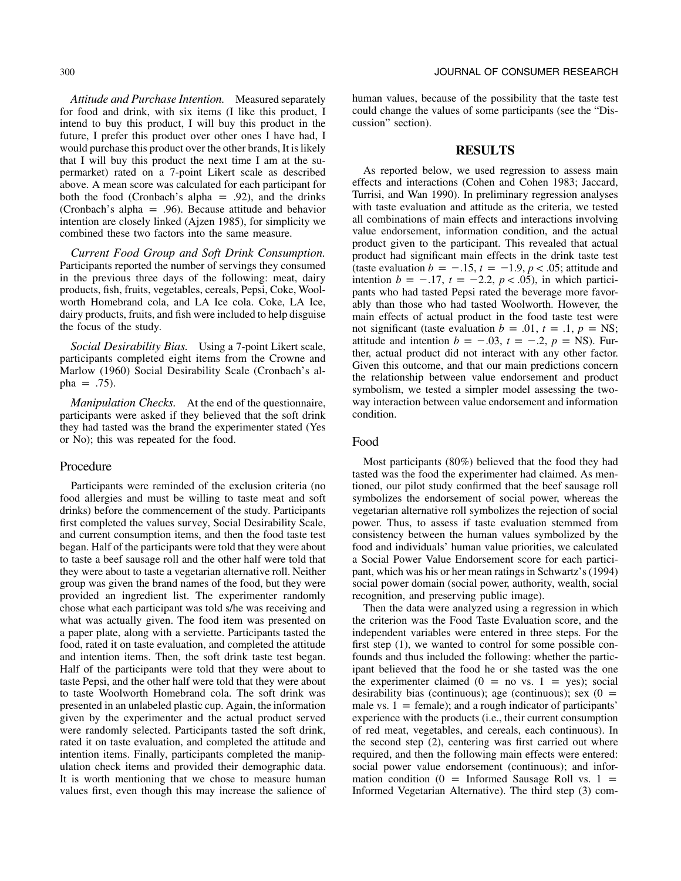*Attitude and Purchase Intention.* Measured separately for food and drink, with six items (I like this product, I intend to buy this product, I will buy this product in the future, I prefer this product over other ones I have had, I would purchase this product over the other brands, It is likely that I will buy this product the next time I am at the supermarket) rated on a 7-point Likert scale as described above. A mean score was calculated for each participant for both the food (Cronbach's alpha = .92), and the drinks (Cronbach's alpha = .96). Because attitude and behavior intention are closely linked (Ajzen 1985), for simplicity we combined these two factors into the same measure.

*Current Food Group and Soft Drink Consumption.* Participants reported the number of servings they consumed in the previous three days of the following: meat, dairy products, fish, fruits, vegetables, cereals, Pepsi, Coke, Woolworth Homebrand cola, and LA Ice cola. Coke, LA Ice, dairy products, fruits, and fish were included to help disguise the focus of the study.

*Social Desirability Bias.* Using a 7-point Likert scale, participants completed eight items from the Crowne and Marlow (1960) Social Desirability Scale (Cronbach's alpha = .75).

*Manipulation Checks.* At the end of the questionnaire, participants were asked if they believed that the soft drink they had tasted was the brand the experimenter stated (Yes or No); this was repeated for the food.

## Procedure

Participants were reminded of the exclusion criteria (no food allergies and must be willing to taste meat and soft drinks) before the commencement of the study. Participants first completed the values survey, Social Desirability Scale, and current consumption items, and then the food taste test began. Half of the participants were told that they were about to taste a beef sausage roll and the other half were told that they were about to taste a vegetarian alternative roll. Neither group was given the brand names of the food, but they were provided an ingredient list. The experimenter randomly chose what each participant was told s/he was receiving and what was actually given. The food item was presented on a paper plate, along with a serviette. Participants tasted the food, rated it on taste evaluation, and completed the attitude and intention items. Then, the soft drink taste test began. Half of the participants were told that they were about to taste Pepsi, and the other half were told that they were about to taste Woolworth Homebrand cola. The soft drink was presented in an unlabeled plastic cup. Again, the information given by the experimenter and the actual product served were randomly selected. Participants tasted the soft drink, rated it on taste evaluation, and completed the attitude and intention items. Finally, participants completed the manipulation check items and provided their demographic data. It is worth mentioning that we chose to measure human values first, even though this may increase the salience of human values, because of the possibility that the taste test could change the values of some participants (see the "Discussion" section).

# RESULTS

As reported below, we used regression to assess main effects and interactions (Cohen and Cohen 1983; Jaccard, Turrisi, and Wan 1990). In preliminary regression analyses with taste evaluation and attitude as the criteria, we tested all combinations of main effects and interactions involving value endorsement, information condition, and the actual product given to the participant. This revealed that actual product had significant main effects in the drink taste test (taste evaluation $b = -.15$, $t = -1.9$, $p < .05$; attitude and intention $b = -.17$, $t = -2.2$, $p < .05$), in which participants who had tasted Pepsi rated the beverage more favorably than those who had tasted Woolworth. However, the main effects of actual product in the food taste test were not significant (taste evaluation $b = .01$, $t = .1$, $p =$ NS; attitude and intention $b = -.03$, $t = -.2$, $p =$ NS). Further, actual product did not interact with any other factor. Given this outcome, and that our main predictions concern the relationship between value endorsement and product symbolism, we tested a simpler model assessing the two-way interaction between value endorsement and information condition.

## Food

Most participants (80%) believed that the food they had tasted was the food the experimenter had claimed. As mentioned, our pilot study confirmed that the beef sausage roll symbolizes the endorsement of social power, whereas the vegetarian alternative roll symbolizes the rejection of social power. Thus, to assess if taste evaluation stemmed from consistency between the human values symbolized by the food and individuals' human value priorities, we calculated a Social Power Value Endorsement score for each participant, which was his or her mean ratings in Schwartz's (1994) social power domain (social power, authority, wealth, social recognition, and preserving public image).

Then the data were analyzed using a regression in which the criterion was the Food Taste Evaluation score, and the independent variables were entered in three steps. For the first step (1), we wanted to control for some possible confounds and thus included the following: whether the participant believed that the food he or she tasted was the one the experimenter claimed (0 = no vs. 1 = yes); social desirability bias (continuous); age (continuous); sex (0 = male vs. 1 = female); and a rough indicator of participants' experience with the products (i.e., their current consumption of red meat, vegetables, and cereals, each continuous). In the second step (2), centering was first carried out where required, and then the following main effects were entered: social power value endorsement (continuous); and information condition (0 = Informed Sausage Roll vs. 1 = Informed Vegetarian Alternative). The third step (3) com-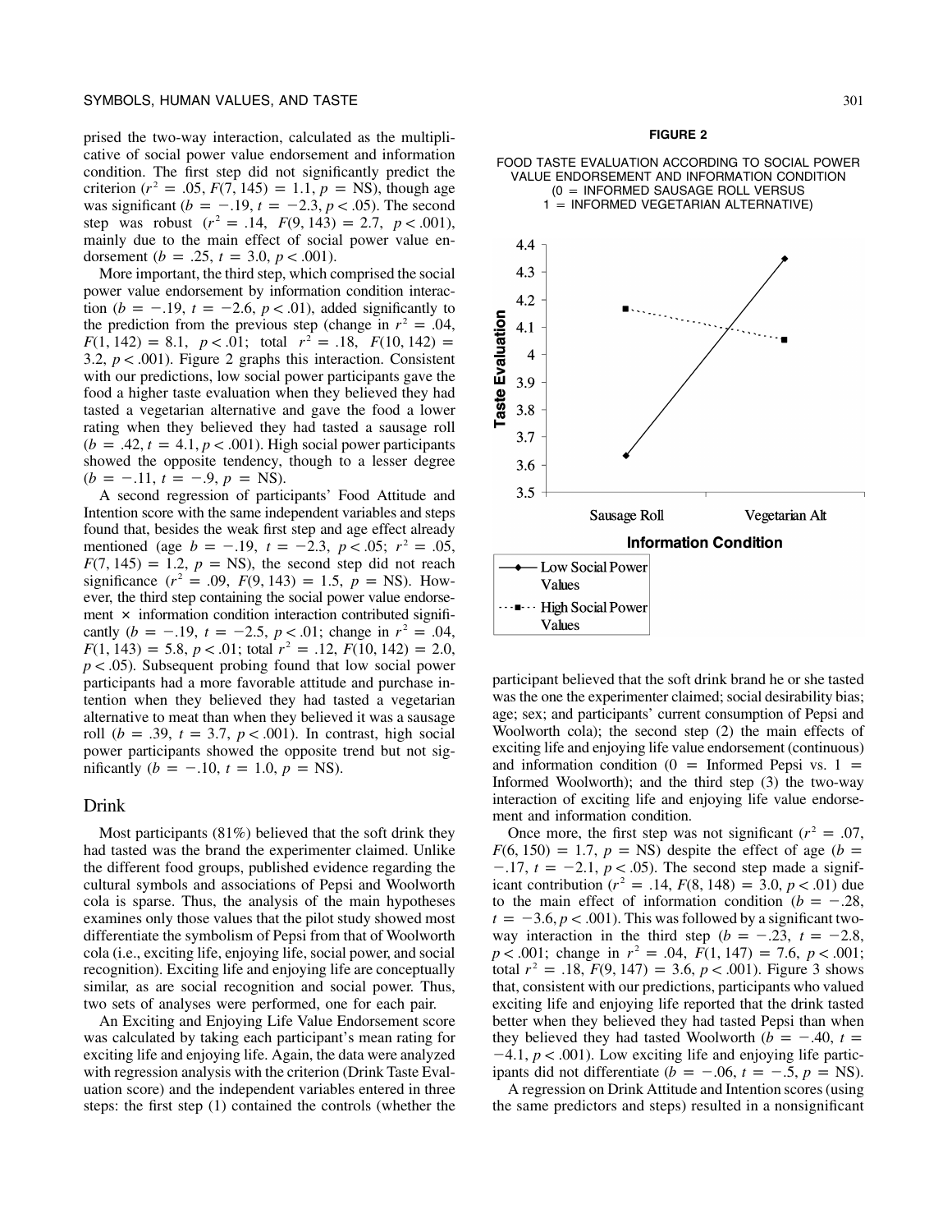prised the two-way interaction, calculated as the multiplicative of social power value endorsement and information condition. The first step did not significantly predict the criterion ($r^2 = .05$, $F(7, 145) = 1.1$, $p$ = NS), though age was significant ($b = -.19$, $t = -2.3$, $p < .05$). The second step was robust ($r^2 = .14$, $F(9, 143) = 2.7$, $p < .001$), mainly due to the main effect of social power value endorsement ($b = .25$, $t = 3.0$, $p < .001$).

More important, the third step, which comprised the social power value endorsement by information condition interaction ($b = -.19$, $t = -2.6$, $p < .01$), added significantly to the prediction from the previous step (change in $r^2 = .04$, $F(1, 142) = 8.1$, $p < .01$; total $r^2 = .18$, $F(10, 142) = 3.2$, $p < .001$). Figure 2 graphs this interaction. Consistent with our predictions, low social power participants gave the food a higher taste evaluation when they believed they had tasted a vegetarian alternative and gave the food a lower rating when they believed they had tasted a sausage roll ($b = .42$, $t = 4.1$, $p < .001$). High social power participants showed the opposite tendency, though to a lesser degree ($b = -.11$, $t = -.9$, $p$ = NS).

A second regression of participants' Food Attitude and Intention score with the same independent variables and steps found that, besides the weak first step and age effect already mentioned (age $b = -.19$, $t = -2.3$, $p < .05$; $r^2 = .05$, $F(7, 145) = 1.2$, $p$ = NS), the second step did not reach significance ($r^2 = .09$, $F(9, 143) = 1.5$, $p$ = NS). However, the third step containing the social power value endorsement × information condition interaction contributed significantly ($b = -.19$, $t = -2.5$, $p < .01$; change in $r^2 = .04$, $F(1, 143) = 5.8$, $p < .01$; total $r^2 = .12$, $F(10, 142) = 2.0$, $p < .05$). Subsequent probing found that low social power participants had a more favorable attitude and purchase intention when they believed they had tasted a vegetarian alternative to meat than when they believed it was a sausage roll ($b = .39$, $t = 3.7$, $p < .001$). In contrast, high social power participants showed the opposite trend but not significantly ($b = -.10$, $t = 1.0$, $p$ = NS).

**FIGURE 2**

FOOD TASTE EVALUATION ACCORDING TO SOCIAL POWER VALUE ENDORSEMENT AND INFORMATION CONDITION (0 = INFORMED SAUSAGE ROLL VERSUS 1 = INFORMED VEGETARIAN ALTERNATIVE)

## Drink

Most participants (81%) believed that the soft drink they had tasted was the brand the experimenter claimed. Unlike the different food groups, published evidence regarding the cultural symbols and associations of Pepsi and Woolworth cola is sparse. Thus, the analysis of the main hypotheses examines only those values that the pilot study showed most differentiate the symbolism of Pepsi from that of Woolworth cola (i.e., exciting life, enjoying life, social power, and social recognition). Exciting life and enjoying life are conceptually similar, as are social recognition and social power. Thus, two sets of analyses were performed, one for each pair.

An Exciting and Enjoying Life Value Endorsement score was calculated by taking each participant's mean rating for exciting life and enjoying life. Again, the data were analyzed with regression analysis with the criterion (Drink Taste Evaluation score) and the independent variables entered in three steps: the first step (1) contained the controls (whether the participant believed that the soft drink brand he or she tasted was the one the experimenter claimed; social desirability bias; age; sex; and participants' current consumption of Pepsi and Woolworth cola); the second step (2) the main effects of exciting life and enjoying life value endorsement (continuous) and information condition (0 = Informed Pepsi vs. 1 = Informed Woolworth); and the third step (3) the two-way interaction of exciting life and enjoying life value endorsement and information condition.

Once more, the first step was not significant ($r^2 = .07$, $F(6, 150) = 1.7$, $p$ = NS) despite the effect of age ($b = -.17$, $t = -2.1$, $p < .05$). The second step made a significant contribution ($r^2 = .14$, $F(8, 148) = 3.0$, $p < .01$) due to the main effect of information condition ($b = -.28$, $t = -3.6$, $p < .001$). This was followed by a significant two-way interaction in the third step ($b = -.23$, $t = -2.8$, $p < .001$; change in $r^2 = .04$, $F(1, 147) = 7.6$, $p < .001$; total $r^2 = .18$, $F(9, 147) = 3.6$, $p < .001$). Figure 3 shows that, consistent with our predictions, participants who valued exciting life and enjoying life reported that the drink tasted better when they believed they had tasted Pepsi than when they believed they had tasted Woolworth ($b = -.40$, $t = -4.1$, $p < .001$). Low exciting life and enjoying life participants did not differentiate ($b = -.06$, $t = -.5$, $p$ = NS).

A regression on Drink Attitude and Intention scores (using the same predictors and steps) resulted in a nonsignificant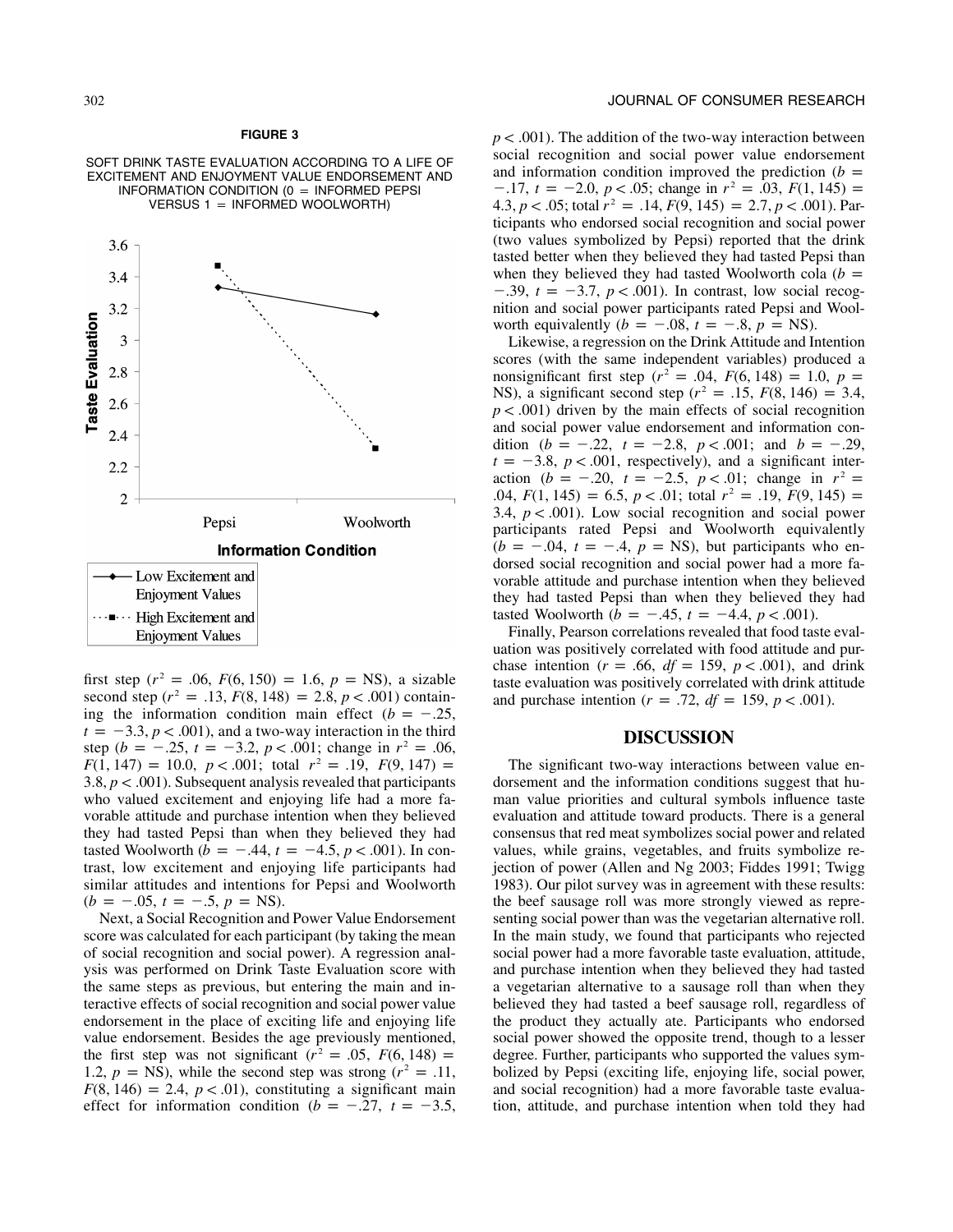**FIGURE 3**

SOFT DRINK TASTE EVALUATION ACCORDING TO A LIFE OF EXCITEMENT AND ENJOYMENT VALUE ENDORSEMENT AND INFORMATION CONDITION (0 = INFORMED PEPSI VERSUS 1 = INFORMED WOOLWORTH)

first step ($r^2$ = .06, $F(6, 150)$ = 1.6, $p$ = NS), a sizable second step ($r^2$ = .13, $F(8, 148)$ = 2.8, $p < .001$) containing the information condition main effect ($b$ = −.25, $t$ = −3.3, $p < .001$), and a two-way interaction in the third step ($b$ = −.25, $t$ = −3.2, $p < .001$; change in $r^2$ = .06, $F(1, 147)$ = 10.0, $p < .001$; total $r^2$ = .19, $F(9, 147)$ = 3.8, $p < .001$). Subsequent analysis revealed that participants who valued excitement and enjoying life had a more favorable attitude and purchase intention when they believed they had tasted Pepsi than when they believed they had tasted Woolworth ($b$ = −.44, $t$ = −4.5, $p < .001$). In contrast, low excitement and enjoying life participants had similar attitudes and intentions for Pepsi and Woolworth ($b$ = −.05, $t$ = −.5, $p$ = NS).

Next, a Social Recognition and Power Value Endorsement score was calculated for each participant (by taking the mean of social recognition and social power). A regression analysis was performed on Drink Taste Evaluation score with the same steps as previous, but entering the main and interactive effects of social recognition and social power value endorsement in the place of exciting life and enjoying life value endorsement. Besides the age previously mentioned, the first step was not significant ($r^2$ = .05, $F(6, 148)$ = 1.2, $p$ = NS), while the second step was strong ($r^2$ = .11, $F(8, 146)$ = 2.4, $p < .01$), constituting a significant main effect for information condition ($b$ = −.27, $t$ = −3.5, $p < .001$). The addition of the two-way interaction between social recognition and social power value endorsement and information condition improved the prediction ($b$ = −.17, $t$ = −2.0, $p < .05$; change in $r^2$ = .03, $F(1, 145)$ = 4.3, $p < .05$; total $r^2$ = .14, $F(9, 145)$ = 2.7, $p < .001$). Participants who endorsed social recognition and social power (two values symbolized by Pepsi) reported that the drink tasted better when they believed they had tasted Pepsi than when they believed they had tasted Woolworth cola ($b$ = −.39, $t$ = −3.7, $p < .001$). In contrast, low social recognition and social power participants rated Pepsi and Woolworth equivalently ($b$ = −.08, $t$ = −.8, $p$ = NS).

Likewise, a regression on the Drink Attitude and Intention scores (with the same independent variables) produced a nonsignificant first step ($r^2$ = .04, $F(6, 148)$ = 1.0, $p$ = NS), a significant second step ($r^2$ = .15, $F(8, 146)$ = 3.4, $p < .001$) driven by the main effects of social recognition and social power value endorsement and information condition ($b$ = −.22, $t$ = −2.8, $p < .001$; and $b$ = −.29, $t$ = −3.8, $p < .001$, respectively), and a significant interaction ($b$ = −.20, $t$ = −2.5, $p < .01$; change in $r^2$ = .04, $F(1, 145)$ = 6.5, $p < .01$; total $r^2$ = .19, $F(9, 145)$ = 3.4, $p < .001$). Low social recognition and social power participants rated Pepsi and Woolworth equivalently ($b$ = −.04, $t$ = −.4, $p$ = NS), but participants who endorsed social recognition and social power had a more favorable attitude and purchase intention when they believed they had tasted Pepsi than when they believed they had tasted Woolworth ($b$ = −.45, $t$ = −4.4, $p < .001$).

Finally, Pearson correlations revealed that food taste evaluation was positively correlated with food attitude and purchase intention ($r$ = .66, $df$ = 159, $p < .001$), and drink taste evaluation was positively correlated with drink attitude and purchase intention ($r$ = .72, $df$ = 159, $p < .001$).

## DISCUSSION

The significant two-way interactions between value endorsement and the information conditions suggest that human value priorities and cultural symbols influence taste evaluation and attitude toward products. There is a general consensus that red meat symbolizes social power and related values, while grains, vegetables, and fruits symbolize rejection of power (Allen and Ng 2003; Fiddes 1991; Twigg 1983). Our pilot survey was in agreement with these results: the beef sausage roll was more strongly viewed as representing social power than was the vegetarian alternative roll. In the main study, we found that participants who rejected social power had a more favorable taste evaluation, attitude, and purchase intention when they believed they had tasted a vegetarian alternative to a sausage roll than when they believed they had tasted a beef sausage roll, regardless of the product they actually ate. Participants who endorsed social power showed the opposite trend, though to a lesser degree. Further, participants who supported the values symbolized by Pepsi (exciting life, enjoying life, social power, and social recognition) had a more favorable taste evaluation, attitude, and purchase intention when told they had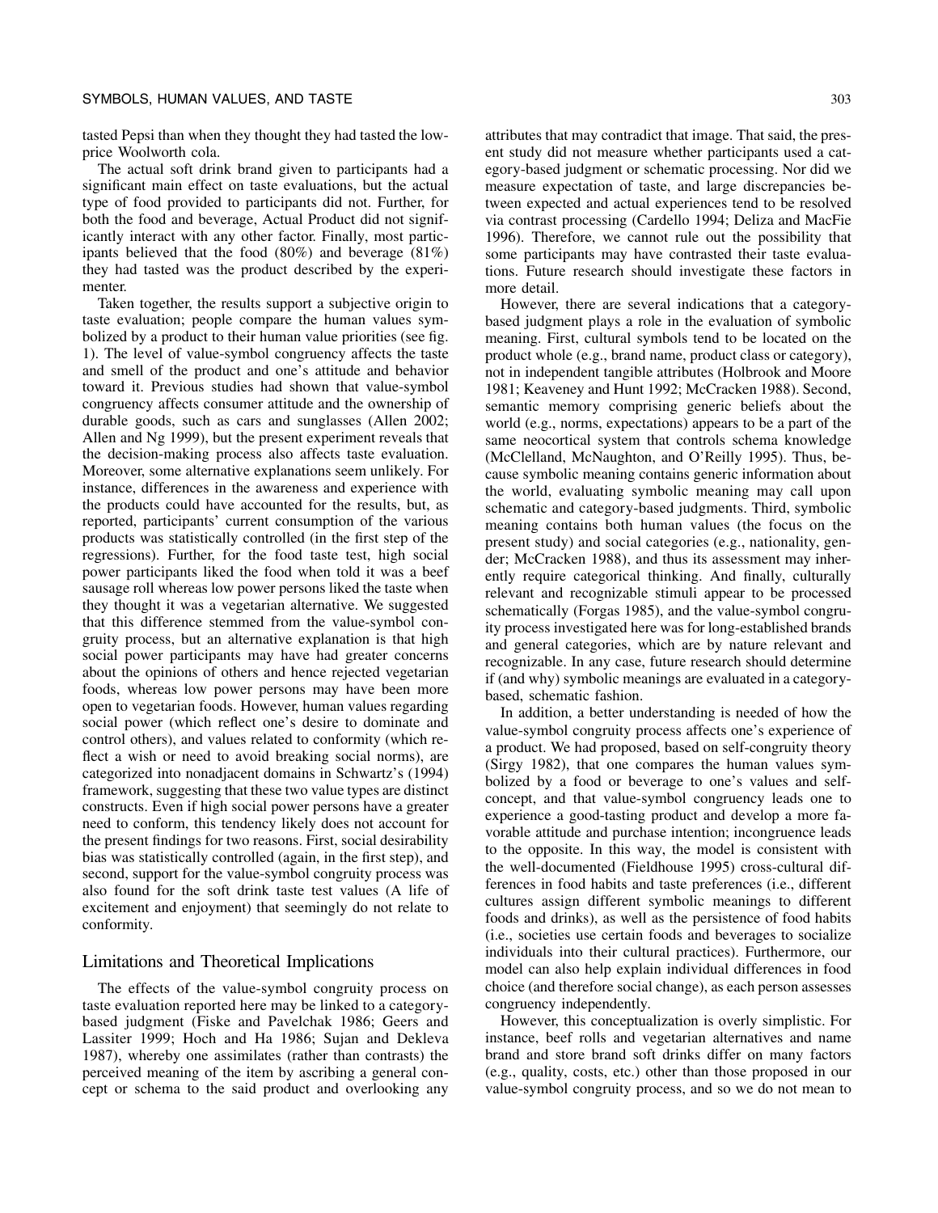tasted Pepsi than when they thought they had tasted the low-price Woolworth cola.

The actual soft drink brand given to participants had a significant main effect on taste evaluations, but the actual type of food provided to participants did not. Further, for both the food and beverage, Actual Product did not significantly interact with any other factor. Finally, most participants believed that the food (80%) and beverage (81%) they had tasted was the product described by the experimenter.

Taken together, the results support a subjective origin to taste evaluation; people compare the human values symbolized by a product to their human value priorities (see fig. 1). The level of value-symbol congruency affects the taste and smell of the product and one's attitude and behavior toward it. Previous studies had shown that value-symbol congruency affects consumer attitude and the ownership of durable goods, such as cars and sunglasses (Allen 2002; Allen and Ng 1999), but the present experiment reveals that the decision-making process also affects taste evaluation. Moreover, some alternative explanations seem unlikely. For instance, differences in the awareness and experience with the products could have accounted for the results, but, as reported, participants' current consumption of the various products was statistically controlled (in the first step of the regressions). Further, for the food taste test, high social power participants liked the food when told it was a beef sausage roll whereas low power persons liked the taste when they thought it was a vegetarian alternative. We suggested that this difference stemmed from the value-symbol congruity process, but an alternative explanation is that high social power participants may have had greater concerns about the opinions of others and hence rejected vegetarian foods, whereas low power persons may have been more open to vegetarian foods. However, human values regarding social power (which reflect one's desire to dominate and control others), and values related to conformity (which reflect a wish or need to avoid breaking social norms), are categorized into nonadjacent domains in Schwartz's (1994) framework, suggesting that these two value types are distinct constructs. Even if high social power persons have a greater need to conform, this tendency likely does not account for the present findings for two reasons. First, social desirability bias was statistically controlled (again, in the first step), and second, support for the value-symbol congruity process was also found for the soft drink taste test values (A life of excitement and enjoyment) that seemingly do not relate to conformity.

## Limitations and Theoretical Implications

The effects of the value-symbol congruity process on taste evaluation reported here may be linked to a category-based judgment (Fiske and Pavelchak 1986; Geers and Lassiter 1999; Hoch and Ha 1986; Sujan and Dekleva 1987), whereby one assimilates (rather than contrasts) the perceived meaning of the item by ascribing a general concept or schema to the said product and overlooking any attributes that may contradict that image. That said, the present study did not measure whether participants used a category-based judgment or schematic processing. Nor did we measure expectation of taste, and large discrepancies between expected and actual experiences tend to be resolved via contrast processing (Cardello 1994; Deliza and MacFie 1996). Therefore, we cannot rule out the possibility that some participants may have contrasted their taste evaluations. Future research should investigate these factors in more detail.

However, there are several indications that a category-based judgment plays a role in the evaluation of symbolic meaning. First, cultural symbols tend to be located on the product whole (e.g., brand name, product class or category), not in independent tangible attributes (Holbrook and Moore 1981; Keaveney and Hunt 1992; McCracken 1988). Second, semantic memory comprising generic beliefs about the world (e.g., norms, expectations) appears to be a part of the same neocortical system that controls schema knowledge (McClelland, McNaughton, and O'Reilly 1995). Thus, because symbolic meaning contains generic information about the world, evaluating symbolic meaning may call upon schematic and category-based judgments. Third, symbolic meaning contains both human values (the focus on the present study) and social categories (e.g., nationality, gender; McCracken 1988), and thus its assessment may inherently require categorical thinking. And finally, culturally relevant and recognizable stimuli appear to be processed schematically (Forgas 1985), and the value-symbol congruity process investigated here was for long-established brands and general categories, which are by nature relevant and recognizable. In any case, future research should determine if (and why) symbolic meanings are evaluated in a category-based, schematic fashion.

In addition, a better understanding is needed of how the value-symbol congruity process affects one's experience of a product. We had proposed, based on self-congruity theory (Sirgy 1982), that one compares the human values symbolized by a food or beverage to one's values and self-concept, and that value-symbol congruency leads one to experience a good-tasting product and develop a more favorable attitude and purchase intention; incongruence leads to the opposite. In this way, the model is consistent with the well-documented (Fieldhouse 1995) cross-cultural differences in food habits and taste preferences (i.e., different cultures assign different symbolic meanings to different foods and drinks), as well as the persistence of food habits (i.e., societies use certain foods and beverages to socialize individuals into their cultural practices). Furthermore, our model can also help explain individual differences in food choice (and therefore social change), as each person assesses congruency independently.

However, this conceptualization is overly simplistic. For instance, beef rolls and vegetarian alternatives and name brand and store brand soft drinks differ on many factors (e.g., quality, costs, etc.) other than those proposed in our value-symbol congruity process, and so we do not mean to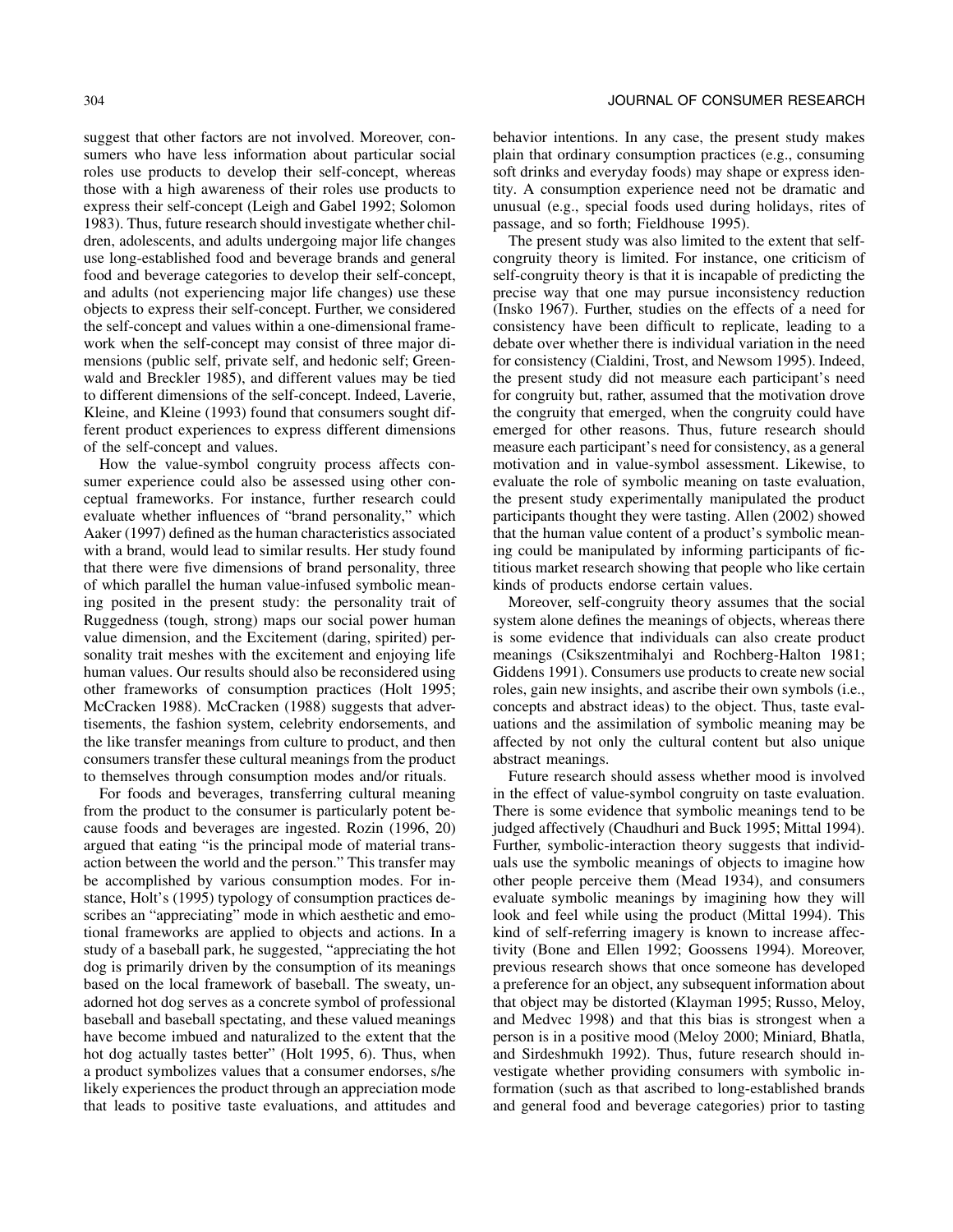suggest that other factors are not involved. Moreover, consumers who have less information about particular social roles use products to develop their self-concept, whereas those with a high awareness of their roles use products to express their self-concept (Leigh and Gabel 1992; Solomon 1983). Thus, future research should investigate whether children, adolescents, and adults undergoing major life changes use long-established food and beverage brands and general food and beverage categories to develop their self-concept, and adults (not experiencing major life changes) use these objects to express their self-concept. Further, we considered the self-concept and values within a one-dimensional framework when the self-concept may consist of three major dimensions (public self, private self, and hedonic self; Greenwald and Breckler 1985), and different values may be tied to different dimensions of the self-concept. Indeed, Laverie, Kleine, and Kleine (1993) found that consumers sought different product experiences to express different dimensions of the self-concept and values.

How the value-symbol congruity process affects consumer experience could also be assessed using other conceptual frameworks. For instance, further research could evaluate whether influences of "brand personality," which Aaker (1997) defined as the human characteristics associated with a brand, would lead to similar results. Her study found that there were five dimensions of brand personality, three of which parallel the human value-infused symbolic meaning posited in the present study: the personality trait of Ruggedness (tough, strong) maps our social power human value dimension, and the Excitement (daring, spirited) personality trait meshes with the excitement and enjoying life human values. Our results should also be reconsidered using other frameworks of consumption practices (Holt 1995; McCracken 1988). McCracken (1988) suggests that advertisements, the fashion system, celebrity endorsements, and the like transfer meanings from culture to product, and then consumers transfer these cultural meanings from the product to themselves through consumption modes and/or rituals.

For foods and beverages, transferring cultural meaning from the product to the consumer is particularly potent because foods and beverages are ingested. Rozin (1996, 20) argued that eating "is the principal mode of material transaction between the world and the person." This transfer may be accomplished by various consumption modes. For instance, Holt's (1995) typology of consumption practices describes an "appreciating" mode in which aesthetic and emotional frameworks are applied to objects and actions. In a study of a baseball park, he suggested, "appreciating the hot dog is primarily driven by the consumption of its meanings based on the local framework of baseball. The sweaty, unadorned hot dog serves as a concrete symbol of professional baseball and baseball spectating, and these valued meanings have become imbued and naturalized to the extent that the hot dog actually tastes better" (Holt 1995, 6). Thus, when a product symbolizes values that a consumer endorses, s/he likely experiences the product through an appreciation mode that leads to positive taste evaluations, and attitudes and behavior intentions. In any case, the present study makes plain that ordinary consumption practices (e.g., consuming soft drinks and everyday foods) may shape or express identity. A consumption experience need not be dramatic and unusual (e.g., special foods used during holidays, rites of passage, and so forth; Fieldhouse 1995).

The present study was also limited to the extent that self-congruity theory is limited. For instance, one criticism of self-congruity theory is that it is incapable of predicting the precise way that one may pursue inconsistency reduction (Insko 1967). Further, studies on the effects of a need for consistency have been difficult to replicate, leading to a debate over whether there is individual variation in the need for consistency (Cialdini, Trost, and Newsom 1995). Indeed, the present study did not measure each participant's need for congruity but, rather, assumed that the motivation drove the congruity that emerged, when the congruity could have emerged for other reasons. Thus, future research should measure each participant's need for consistency, as a general motivation and in value-symbol assessment. Likewise, to evaluate the role of symbolic meaning on taste evaluation, the present study experimentally manipulated the product participants thought they were tasting. Allen (2002) showed that the human value content of a product's symbolic meaning could be manipulated by informing participants of fictitious market research showing that people who like certain kinds of products endorse certain values.

Moreover, self-congruity theory assumes that the social system alone defines the meanings of objects, whereas there is some evidence that individuals can also create product meanings (Csikszentmihalyi and Rochberg-Halton 1981; Giddens 1991). Consumers use products to create new social roles, gain new insights, and ascribe their own symbols (i.e., concepts and abstract ideas) to the object. Thus, taste evaluations and the assimilation of symbolic meaning may be affected by not only the cultural content but also unique abstract meanings.

Future research should assess whether mood is involved in the effect of value-symbol congruity on taste evaluation. There is some evidence that symbolic meanings tend to be judged affectively (Chaudhuri and Buck 1995; Mittal 1994). Further, symbolic-interaction theory suggests that individuals use the symbolic meanings of objects to imagine how other people perceive them (Mead 1934), and consumers evaluate symbolic meanings by imagining how they will look and feel while using the product (Mittal 1994). This kind of self-referring imagery is known to increase affectivity (Bone and Ellen 1992; Goossens 1994). Moreover, previous research shows that once someone has developed a preference for an object, any subsequent information about that object may be distorted (Klayman 1995; Russo, Meloy, and Medvec 1998) and that this bias is strongest when a person is in a positive mood (Meloy 2000; Miniard, Bhatla, and Sirdeshmukh 1992). Thus, future research should investigate whether providing consumers with symbolic information (such as that ascribed to long-established brands and general food and beverage categories) prior to tasting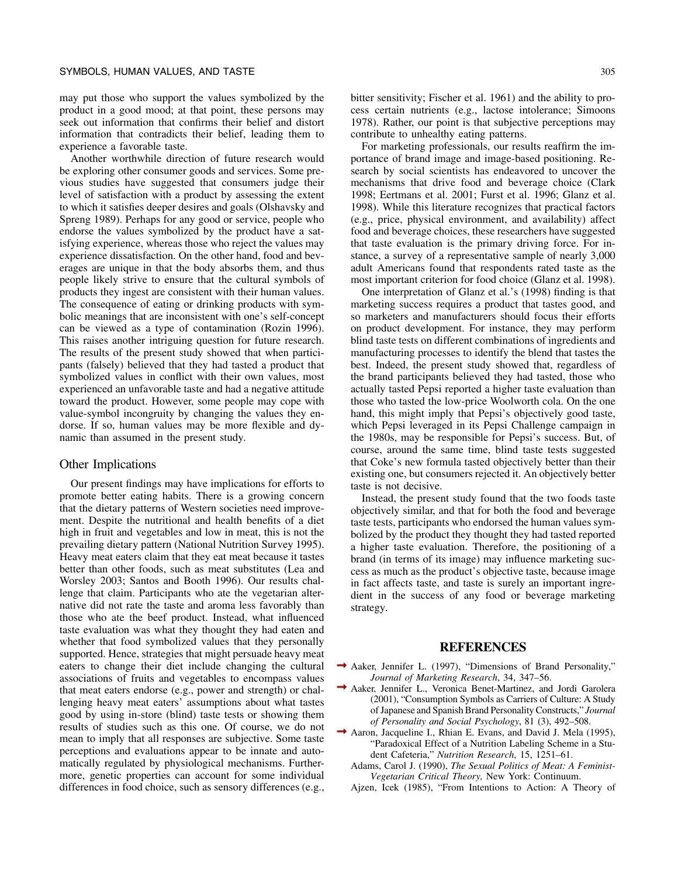may put those who support the values symbolized by the product in a good mood; at that point, these persons may seek out information that confirms their belief and distort information that contradicts their belief, leading them to experience a favorable taste.

Another worthwhile direction of future research would be exploring other consumer goods and services. Some previous studies have suggested that consumers judge their level of satisfaction with a product by assessing the extent to which it satisfies deeper desires and goals (Olshavsky and Spreng 1989). Perhaps for any good or service, people who endorse the values symbolized by the product have a satisfying experience, whereas those who reject the values may experience dissatisfaction. On the other hand, food and beverages are unique in that the body absorbs them, and thus people likely strive to ensure that the cultural symbols of products they ingest are consistent with their human values. The consequence of eating or drinking products with symbolic meanings that are inconsistent with one's self-concept can be viewed as a type of contamination (Rozin 1996). This raises another intriguing question for future research. The results of the present study showed that when participants (falsely) believed that they had tasted a product that symbolized values in conflict with their own values, most experienced an unfavorable taste and had a negative attitude toward the product. However, some people may cope with value-symbol incongruity by changing the values they endorse. If so, human values may be more flexible and dynamic than assumed in the present study.

## Other Implications

Our present findings may have implications for efforts to promote better eating habits. There is a growing concern that the dietary patterns of Western societies need improvement. Despite the nutritional and health benefits of a diet high in fruit and vegetables and low in meat, this is not the prevailing dietary pattern (National Nutrition Survey 1995). Heavy meat eaters claim that they eat meat because it tastes better than other foods, such as meat substitutes (Lea and Worsley 2003; Santos and Booth 1996). Our results challenge that claim. Participants who ate the vegetarian alternative did not rate the taste and aroma less favorably than those who ate the beef product. Instead, what influenced taste evaluation was what they thought they had eaten and whether that food symbolized values that they personally supported. Hence, strategies that might persuade heavy meat eaters to change their diet include changing the cultural associations of fruits and vegetables to encompass values that meat eaters endorse (e.g., power and strength) or challenging heavy meat eaters' assumptions about what tastes good by using in-store (blind) taste tests or showing them results of studies such as this one. Of course, we do not mean to imply that all responses are subjective. Some taste perceptions and evaluations appear to be innate and automatically regulated by physiological mechanisms. Furthermore, genetic properties can account for some individual differences in food choice, such as sensory differences (e.g., bitter sensitivity; Fischer et al. 1961) and the ability to process certain nutrients (e.g., lactose intolerance; Simoons 1978). Rather, our point is that subjective perceptions may contribute to unhealthy eating patterns.

For marketing professionals, our results reaffirm the importance of brand image and image-based positioning. Research by social scientists has endeavored to uncover the mechanisms that drive food and beverage choice (Clark 1998; Eertmans et al. 2001; Furst et al. 1996; Glanz et al. 1998). While this literature recognizes that practical factors (e.g., price, physical environment, and availability) affect food and beverage choices, these researchers have suggested that taste evaluation is the primary driving force. For instance, a survey of a representative sample of nearly 3,000 adult Americans found that respondents rated taste as the most important criterion for food choice (Glanz et al. 1998).

One interpretation of Glanz et al.'s (1998) finding is that marketing success requires a product that tastes good, and so marketers and manufacturers should focus their efforts on product development. For instance, they may perform blind taste tests on different combinations of ingredients and manufacturing processes to identify the blend that tastes the best. Indeed, the present study showed that, regardless of the brand participants believed they had tasted, those who actually tasted Pepsi reported a higher taste evaluation than those who tasted the low-price Woolworth cola. On the one hand, this might imply that Pepsi's objectively good taste, which Pepsi leveraged in its Pepsi Challenge campaign in the 1980s, may be responsible for Pepsi's success. But, of course, around the same time, blind taste tests suggested that Coke's new formula tasted objectively better than their existing one, but consumers rejected it. An objectively better taste is not decisive.

Instead, the present study found that the two foods taste objectively similar, and that for both the food and beverage taste tests, participants who endorsed the human values symbolized by the product they thought they had tasted reported a higher taste evaluation. Therefore, the positioning of a brand (in terms of its image) may influence marketing success as much as the product's objective taste, because image in fact affects taste, and taste is surely an important ingredient in the success of any food or beverage marketing strategy.

## REFERENCES

Aaker, Jennifer L. (1997), "Dimensions of Brand Personality," *Journal of Marketing Research*, 34, 347–56.

Aaker, Jennifer L., Veronica Benet-Martinez, and Jordi Garolera (2001), "Consumption Symbols as Carriers of Culture: A Study of Japanese and Spanish Brand Personality Constructs," *Journal of Personality and Social Psychology*, 81 (3), 492–508.

Aaron, Jacqueline I., Rhian E. Evans, and David J. Mela (1995), "Paradoxical Effect of a Nutrition Labeling Scheme in a Student Cafeteria," *Nutrition Research*, 15, 1251–61.

Adams, Carol J. (1990), *The Sexual Politics of Meat: A Feminist-Vegetarian Critical Theory,* New York: Continuum.

Ajzen, Icek (1985), "From Intentions to Action: A Theory of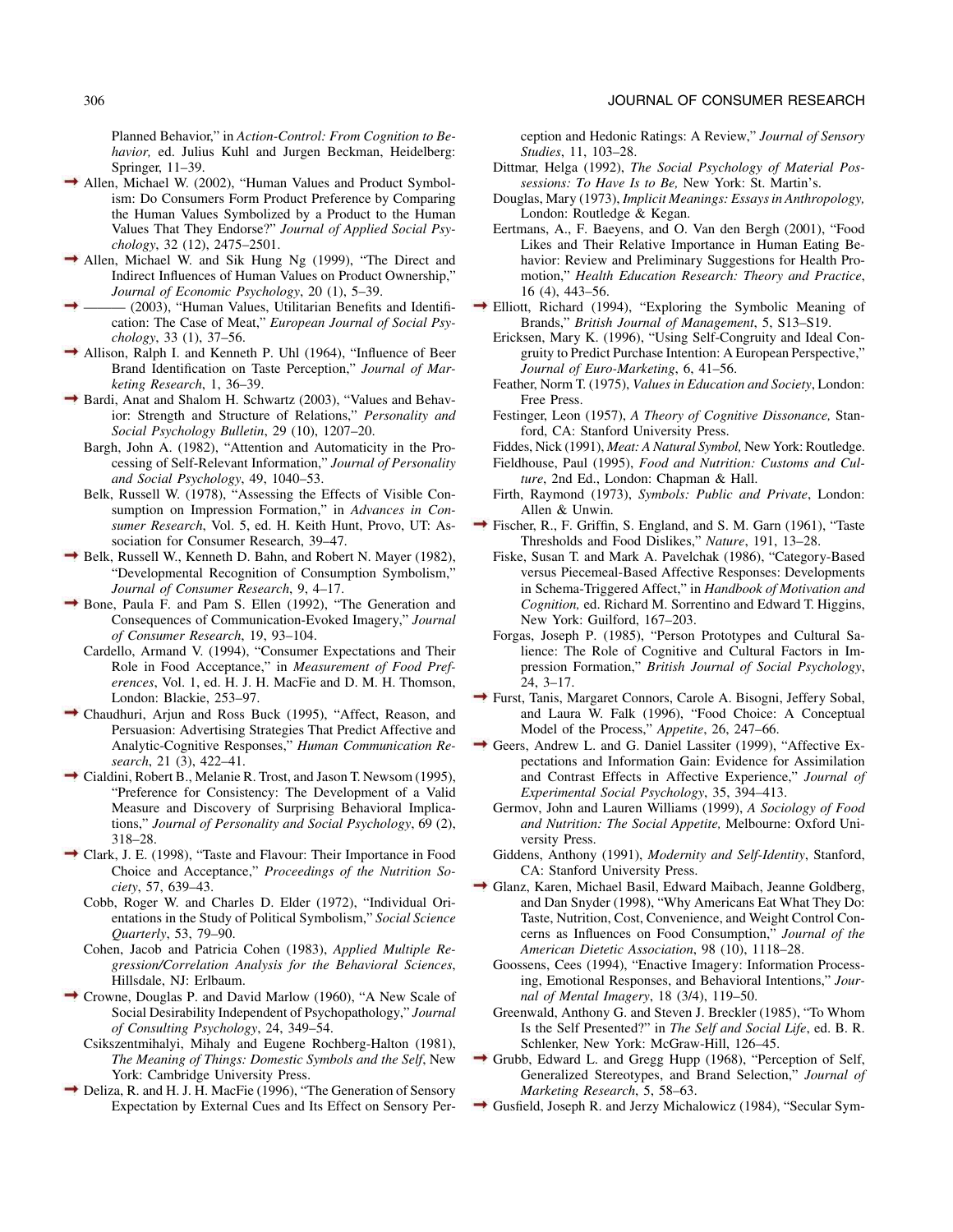Planned Behavior," in *Action-Control: From Cognition to Behavior,* ed. Julius Kuhl and Jurgen Beckman, Heidelberg: Springer, 11–39.

Allen, Michael W. (2002), "Human Values and Product Symbolism: Do Consumers Form Product Preference by Comparing the Human Values Symbolized by a Product to the Human Values That They Endorse?" *Journal of Applied Social Psychology*, 32 (12), 2475–2501.

Allen, Michael W. and Sik Hung Ng (1999), "The Direct and Indirect Influences of Human Values on Product Ownership," *Journal of Economic Psychology*, 20 (1), 5–39.

——— (2003), "Human Values, Utilitarian Benefits and Identification: The Case of Meat," *European Journal of Social Psychology*, 33 (1), 37–56.

Allison, Ralph I. and Kenneth P. Uhl (1964), "Influence of Beer Brand Identification on Taste Perception," *Journal of Marketing Research*, 1, 36–39.

Bardi, Anat and Shalom H. Schwartz (2003), "Values and Behavior: Strength and Structure of Relations," *Personality and Social Psychology Bulletin*, 29 (10), 1207–20.

Bargh, John A. (1982), "Attention and Automaticity in the Processing of Self-Relevant Information," *Journal of Personality and Social Psychology*, 49, 1040–53.

Belk, Russell W. (1978), "Assessing the Effects of Visible Consumption on Impression Formation," in *Advances in Consumer Research*, Vol. 5, ed. H. Keith Hunt, Provo, UT: Association for Consumer Research, 39–47.

Belk, Russell W., Kenneth D. Bahn, and Robert N. Mayer (1982), "Developmental Recognition of Consumption Symbolism," *Journal of Consumer Research*, 9, 4–17.

Bone, Paula F. and Pam S. Ellen (1992), "The Generation and Consequences of Communication-Evoked Imagery," *Journal of Consumer Research*, 19, 93–104.

Cardello, Armand V. (1994), "Consumer Expectations and Their Role in Food Acceptance," in *Measurement of Food Preferences*, Vol. 1, ed. H. J. H. MacFie and D. M. H. Thomson, London: Blackie, 253–97.

Chaudhuri, Arjun and Ross Buck (1995), "Affect, Reason, and Persuasion: Advertising Strategies That Predict Affective and Analytic-Cognitive Responses," *Human Communication Research*, 21 (3), 422–41.

Cialdini, Robert B., Melanie R. Trost, and Jason T. Newsom (1995), "Preference for Consistency: The Development of a Valid Measure and Discovery of Surprising Behavioral Implications," *Journal of Personality and Social Psychology*, 69 (2), 318–28.

Clark, J. E. (1998), "Taste and Flavour: Their Importance in Food Choice and Acceptance," *Proceedings of the Nutrition Society*, 57, 639–43.

Cobb, Roger W. and Charles D. Elder (1972), "Individual Orientations in the Study of Political Symbolism," *Social Science Quarterly*, 53, 79–90.

Cohen, Jacob and Patricia Cohen (1983), *Applied Multiple Regression/Correlation Analysis for the Behavioral Sciences*, Hillsdale, NJ: Erlbaum.

Crowne, Douglas P. and David Marlow (1960), "A New Scale of Social Desirability Independent of Psychopathology," *Journal of Consulting Psychology*, 24, 349–54.

Csikszentmihalyi, Mihaly and Eugene Rochberg-Halton (1981), *The Meaning of Things: Domestic Symbols and the Self*, New York: Cambridge University Press.

Deliza, R. and H. J. H. MacFie (1996), "The Generation of Sensory Expectation by External Cues and Its Effect on Sensory Perception and Hedonic Ratings: A Review," *Journal of Sensory Studies*, 11, 103–28.

Dittmar, Helga (1992), *The Social Psychology of Material Possessions: To Have Is to Be,* New York: St. Martin's.

Douglas, Mary (1973), *Implicit Meanings: Essays in Anthropology,* London: Routledge & Kegan.

Eertmans, A., F. Baeyens, and O. Van den Bergh (2001), "Food Likes and Their Relative Importance in Human Eating Behavior: Review and Preliminary Suggestions for Health Promotion," *Health Education Research: Theory and Practice*, 16 (4), 443–56.

Elliott, Richard (1994), "Exploring the Symbolic Meaning of Brands," *British Journal of Management*, 5, S13–S19.

Ericksen, Mary K. (1996), "Using Self-Congruity and Ideal Congruity to Predict Purchase Intention: A European Perspective," *Journal of Euro-Marketing*, 6, 41–56.

Feather, Norm T. (1975), *Values in Education and Society*, London: Free Press.

Festinger, Leon (1957), *A Theory of Cognitive Dissonance,* Stanford, CA: Stanford University Press.

Fiddes, Nick (1991), *Meat: A Natural Symbol,* New York: Routledge.

Fieldhouse, Paul (1995), *Food and Nutrition: Customs and Culture*, 2nd Ed., London: Chapman & Hall.

Firth, Raymond (1973), *Symbols: Public and Private*, London: Allen & Unwin.

Fischer, R., F. Griffin, S. England, and S. M. Garn (1961), "Taste Thresholds and Food Dislikes," *Nature*, 191, 13–28.

Fiske, Susan T. and Mark A. Pavelchak (1986), "Category-Based versus Piecemeal-Based Affective Responses: Developments in Schema-Triggered Affect," in *Handbook of Motivation and Cognition,* ed. Richard M. Sorrentino and Edward T. Higgins, New York: Guilford, 167–203.

Forgas, Joseph P. (1985), "Person Prototypes and Cultural Salience: The Role of Cognitive and Cultural Factors in Impression Formation," *British Journal of Social Psychology*, 24, 3–17.

Furst, Tania, Margaret Connors, Carole A. Bisogni, Jeffery Sobal, and Laura W. Falk (1996), "Food Choice: A Conceptual Model of the Process," *Appetite*, 26, 247–66.

Geers, Andrew L. and G. Daniel Lassiter (1999), "Affective Expectations and Information Gain: Evidence for Assimilation and Contrast Effects in Affective Experience," *Journal of Experimental Social Psychology*, 35, 394–413.

Germov, John and Lauren Williams (1999), *A Sociology of Food and Nutrition: The Social Appetite,* Melbourne: Oxford University Press.

Giddens, Anthony (1991), *Modernity and Self-Identity*, Stanford, CA: Stanford University Press.

Glanz, Karen, Michael Basil, Edward Maibach, Jeanne Goldberg, and Dan Snyder (1998), "Why Americans Eat What They Do: Taste, Nutrition, Cost, Convenience, and Weight Control Concerns as Influences on Food Consumption," *Journal of the American Dietetic Association*, 98 (10), 1118–28.

Goossens, Cees (1994), "Enactive Imagery: Information Processing, Emotional Responses, and Behavioral Intentions," *Journal of Mental Imagery*, 18 (3/4), 119–50.

Greenwald, Anthony G. and Steven J. Breckler (1985), "To Whom Is the Self Presented?" in *The Self and Social Life*, ed. B. R. Schlenker, New York: McGraw-Hill, 126–45.

Grubb, Edward L. and Gregg Hupp (1968), "Perception of Self, Generalized Stereotypes, and Brand Selection," *Journal of Marketing Research*, 5, 58–63.

Gusfield, Joseph R. and Jerzy Michalowicz (1984), "Secular Sym-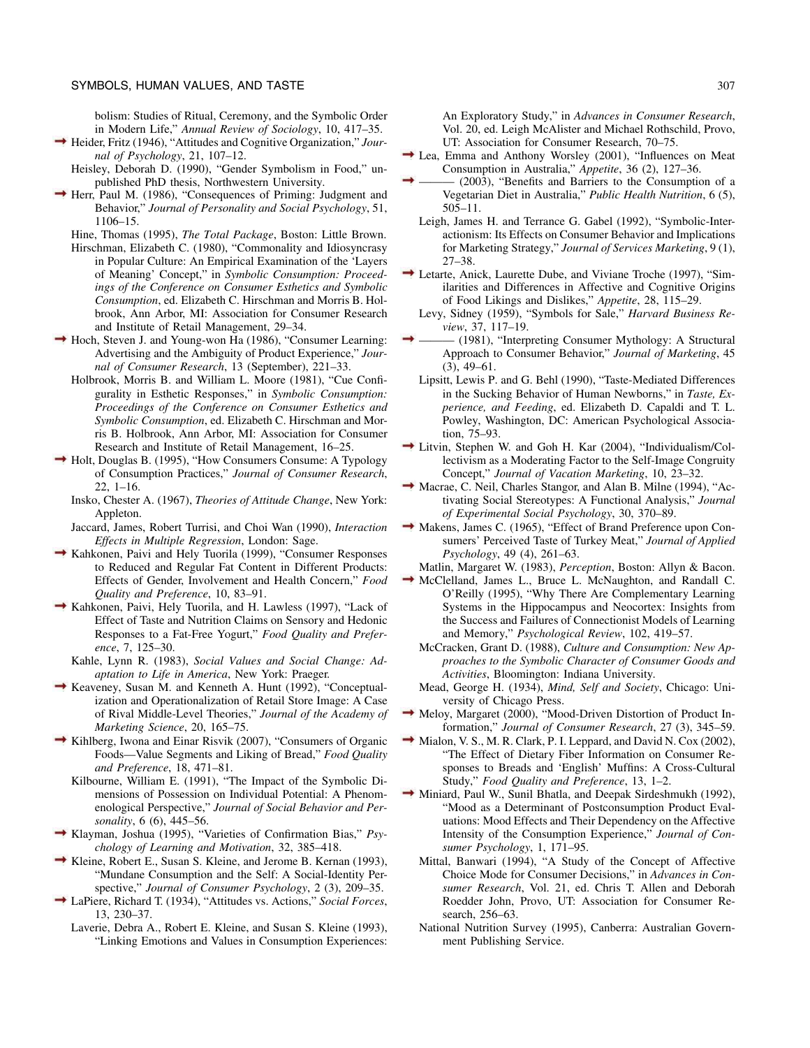bolism: Studies of Ritual, Ceremony, and the Symbolic Order in Modern Life," *Annual Review of Sociology*, 10, 417–35.

Heider, Fritz (1946), "Attitudes and Cognitive Organization," *Journal of Psychology*, 21, 107–12.

Heisley, Deborah D. (1990), "Gender Symbolism in Food," unpublished PhD thesis, Northwestern University.

Herr, Paul M. (1986), "Consequences of Priming: Judgment and Behavior," *Journal of Personality and Social Psychology*, 51, 1106–15.

Hine, Thomas (1995), *The Total Package*, Boston: Little Brown.

Hirschman, Elizabeth C. (1980), "Commonality and Idiosyncrasy in Popular Culture: An Empirical Examination of the 'Layers of Meaning' Concept," in *Symbolic Consumption: Proceedings of the Conference on Consumer Esthetics and Symbolic Consumption*, ed. Elizabeth C. Hirschman and Morris B. Holbrook, Ann Arbor, MI: Association for Consumer Research and Institute of Retail Management, 29–34.

Hoch, Steven J. and Young-won Ha (1986), "Consumer Learning: Advertising and the Ambiguity of Product Experience," *Journal of Consumer Research*, 13 (September), 221–33.

Holbrook, Morris B. and William L. Moore (1981), "Cue Configurality in Esthetic Responses," in *Symbolic Consumption: Proceedings of the Conference on Consumer Esthetics and Symbolic Consumption*, ed. Elizabeth C. Hirschman and Morris B. Holbrook, Ann Arbor, MI: Association for Consumer Research and Institute of Retail Management, 16–25.

Holt, Douglas B. (1995), "How Consumers Consume: A Typology of Consumption Practices," *Journal of Consumer Research*, 22, 1–16.

Insko, Chester A. (1967), *Theories of Attitude Change*, New York: Appleton.

Jaccard, James, Robert Turrisi, and Choi Wan (1990), *Interaction Effects in Multiple Regression*, London: Sage.

Kahkonen, Paivi and Hely Tuorila (1999), "Consumer Responses to Reduced and Regular Fat Content in Different Products: Effects of Gender, Involvement and Health Concern," *Food Quality and Preference*, 10, 83–91.

Kahkonen, Paivi, Hely Tuorila, and H. Lawless (1997), "Lack of Effect of Taste and Nutrition Claims on Sensory and Hedonic Responses to a Fat-Free Yogurt," *Food Quality and Preference*, 7, 125–30.

Kahle, Lynn R. (1983), *Social Values and Social Change: Adaptation to Life in America*, New York: Praeger.

Keaveney, Susan M. and Kenneth A. Hunt (1992), "Conceptualization and Operationalization of Retail Store Image: A Case of Rival Middle-Level Theories," *Journal of the Academy of Marketing Science*, 20, 165–75.

Kihlberg, Iwona and Einar Risvik (2007), "Consumers of Organic Foods—Value Segments and Liking of Bread," *Food Quality and Preference*, 18, 471–81.

Kilbourne, William E. (1991), "The Impact of the Symbolic Dimensions of Possession on Individual Potential: A Phenomenological Perspective," *Journal of Social Behavior and Personality*, 6 (6), 445–56.

Klayman, Joshua (1995), "Varieties of Confirmation Bias," *Psychology of Learning and Motivation*, 32, 385–418.

Kleine, Robert E., Susan S. Kleine, and Jerome B. Kernan (1993), "Mundane Consumption and the Self: A Social-Identity Perspective," *Journal of Consumer Psychology*, 2 (3), 209–35.

LaPiere, Richard T. (1934), "Attitudes vs. Actions," *Social Forces*, 13, 230–37.

Laverie, Debra A., Robert E. Kleine, and Susan S. Kleine (1993), "Linking Emotions and Values in Consumption Experiences: An Exploratory Study," in *Advances in Consumer Research*, Vol. 20, ed. Leigh McAlister and Michael Rothschild, Provo, UT: Association for Consumer Research, 70–75.

Lea, Emma and Anthony Worsley (2001), "Influences on Meat Consumption in Australia," *Appetite*, 36 (2), 127–36.

——— (2003), "Benefits and Barriers to the Consumption of a Vegetarian Diet in Australia," *Public Health Nutrition*, 6 (5), 505–11.

Leigh, James H. and Terrance G. Gabel (1992), "Symbolic-Interactionism: Its Effects on Consumer Behavior and Implications for Marketing Strategy," *Journal of Services Marketing*, 9 (1), 27–38.

Letarte, Anick, Laurette Dube, and Viviane Troche (1997), "Similarities and Differences in Affective and Cognitive Origins of Food Likings and Dislikes," *Appetite*, 28, 115–29.

Levy, Sidney (1959), "Symbols for Sale," *Harvard Business Review*, 37, 117–19.

——— (1981), "Interpreting Consumer Mythology: A Structural Approach to Consumer Behavior," *Journal of Marketing*, 45 (3), 49–61.

Lipsitt, Lewis P. and G. Behl (1990), "Taste-Mediated Differences in the Sucking Behavior of Human Newborns," in *Taste, Experience, and Feeding*, ed. Elizabeth D. Capaldi and T. L. Powley, Washington, DC: American Psychological Association, 75–93.

Litvin, Stephen W. and Goh H. Kar (2004), "Individualism/Collectivism as a Moderating Factor to the Self-Image Congruity Concept," *Journal of Vacation Marketing*, 10, 23–32.

Macrae, C. Neil, Charles Stangor, and Alan B. Milne (1994), "Activating Social Stereotypes: A Functional Analysis," *Journal of Experimental Social Psychology*, 30, 370–89.

Makens, James C. (1965), "Effect of Brand Preference upon Consumers' Perceived Taste of Turkey Meat," *Journal of Applied Psychology*, 49 (4), 261–63.

Matlin, Margaret W. (1983), *Perception*, Boston: Allyn & Bacon.

McClelland, James L., Bruce L. McNaughton, and Randall C. O'Reilly (1995), "Why There Are Complementary Learning Systems in the Hippocampus and Neocortex: Insights from the Success and Failures of Connectionist Models of Learning and Memory," *Psychological Review*, 102, 419–57.

McCracken, Grant D. (1988), *Culture and Consumption: New Approaches to the Symbolic Character of Consumer Goods and Activities*, Bloomington: Indiana University.

Mead, George H. (1934), *Mind, Self and Society*, Chicago: University of Chicago Press.

Meloy, Margaret (2000), "Mood-Driven Distortion of Product Information," *Journal of Consumer Research*, 27 (3), 345–59.

Mialon, V. S., M. R. Clark, P. I. Leppard, and David N. Cox (2002), "The Effect of Dietary Fiber Information on Consumer Responses to Breads and 'English' Muffins: A Cross-Cultural Study," *Food Quality and Preference*, 13, 1–2.

Miniard, Paul W., Sunil Bhatla, and Deepak Sirdeshmukh (1992), "Mood as a Determinant of Postconsumption Product Evaluations: Mood Effects and Their Dependency on the Affective Intensity of the Consumption Experience," *Journal of Consumer Psychology*, 1, 171–95.

Mittal, Banwari (1994), "A Study of the Concept of Affective Choice Mode for Consumer Decisions," in *Advances in Consumer Research*, Vol. 21, ed. Chris T. Allen and Deborah Roedder John, Provo, UT: Association for Consumer Research, 256–63.

National Nutrition Survey (1995), Canberra: Australian Government Publishing Service.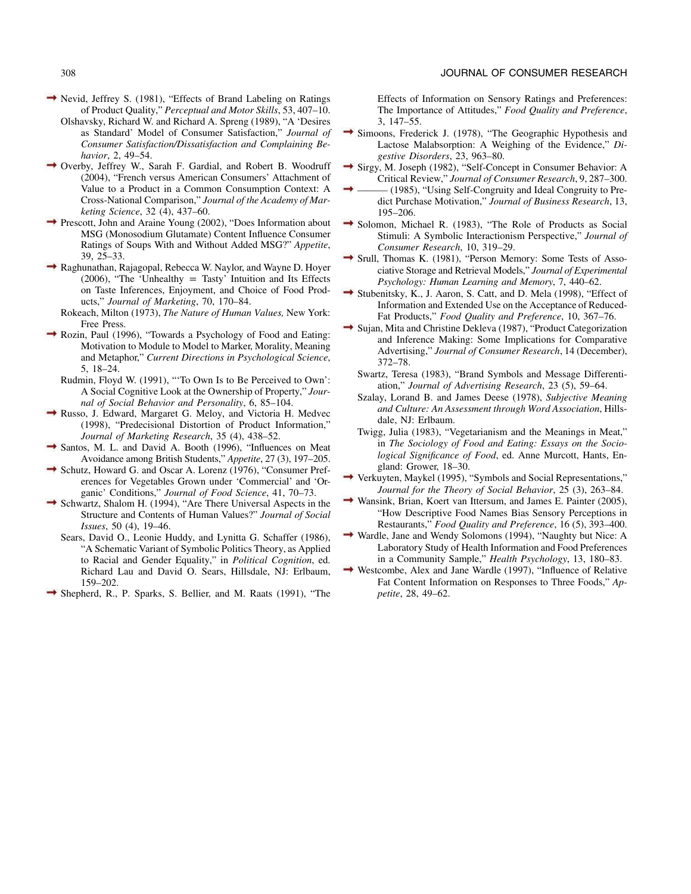Nevid, Jeffrey S. (1981), "Effects of Brand Labeling on Ratings of Product Quality," *Perceptual and Motor Skills*, 53, 407–10.

Olshavsky, Richard W. and Richard A. Spreng (1989), "A 'Desires as Standard' Model of Consumer Satisfaction," *Journal of Consumer Satisfaction/Dissatisfaction and Complaining Behavior*, 2, 49–54.

Overby, Jeffrey W., Sarah F. Gardial, and Robert B. Woodruff (2004), "French versus American Consumers' Attachment of Value to a Product in a Common Consumption Context: A Cross-National Comparison," *Journal of the Academy of Marketing Science*, 32 (4), 437–60.

Prescott, John and Araine Young (2002), "Does Information about MSG (Monosodium Glutamate) Content Influence Consumer Ratings of Soups With and Without Added MSG?" *Appetite*, 39, 25–33.

Raghunathan, Rajagopal, Rebecca W. Naylor, and Wayne D. Hoyer (2006), "The 'Unhealthy = Tasty' Intuition and Its Effects on Taste Inferences, Enjoyment, and Choice of Food Products," *Journal of Marketing*, 70, 170–84.

Rokeach, Milton (1973), *The Nature of Human Values,* New York: Free Press.

Rozin, Paul (1996), "Towards a Psychology of Food and Eating: Motivation to Module to Model to Marker, Morality, Meaning and Metaphor," *Current Directions in Psychological Science*, 5, 18–24.

Rudmin, Floyd W. (1991), "'To Own Is to Be Perceived to Own': A Social Cognitive Look at the Ownership of Property," *Journal of Social Behavior and Personality*, 6, 85–104.

Russo, J. Edward, Margaret G. Meloy, and Victoria H. Medvec (1998), "Predecisional Distortion of Product Information," *Journal of Marketing Research*, 35 (4), 438–52.

Santos, M. L. and David A. Booth (1996), "Influences on Meat Avoidance among British Students," *Appetite*, 27 (3), 197–205.

Schutz, Howard G. and Oscar A. Lorenz (1976), "Consumer Preferences for Vegetables Grown under 'Commercial' and 'Organic' Conditions," *Journal of Food Science*, 41, 70–73.

Schwartz, Shalom H. (1994), "Are There Universal Aspects in the Structure and Contents of Human Values?" *Journal of Social Issues*, 50 (4), 19–46.

Sears, David O., Leonie Huddy, and Lynitta G. Schaffer (1986), "A Schematic Variant of Symbolic Politics Theory, as Applied to Racial and Gender Equality," in *Political Cognition*, ed. Richard Lau and David O. Sears, Hillsdale, NJ: Erlbaum, 159–202.

Shepherd, R., P. Sparks, S. Bellier, and M. Raats (1991), "The Effects of Information on Sensory Ratings and Preferences: The Importance of Attitudes," *Food Quality and Preference*, 3, 147–55.

Simoons, Frederick J. (1978), "The Geographic Hypothesis and Lactose Malabsorption: A Weighing of the Evidence," *Digestive Disorders*, 23, 963–80.

Sirgy, M. Joseph (1982), "Self-Concept in Consumer Behavior: A Critical Review," *Journal of Consumer Research*, 9, 287–300.

——— (1985), "Using Self-Congruity and Ideal Congruity to Predict Purchase Motivation," *Journal of Business Research*, 13, 195–206.

Solomon, Michael R. (1983), "The Role of Products as Social Stimuli: A Symbolic Interactionism Perspective," *Journal of Consumer Research*, 10, 319–29.

Srull, Thomas K. (1981), "Person Memory: Some Tests of Associative Storage and Retrieval Models," *Journal of Experimental Psychology: Human Learning and Memory*, 7, 440–62.

Stubenitsky, K., J. Aaron, S. Catt, and D. Mela (1998), "Effect of Information and Extended Use on the Acceptance of Reduced-Fat Products," *Food Quality and Preference*, 10, 367–76.

Sujan, Mita and Christine Dekleva (1987), "Product Categorization and Inference Making: Some Implications for Comparative Advertising," *Journal of Consumer Research*, 14 (December), 372–78.

Swartz, Teresa (1983), "Brand Symbols and Message Differentiation," *Journal of Advertising Research*, 23 (5), 59–64.

Szalay, Lorand B. and James Deese (1978), *Subjective Meaning and Culture: An Assessment through Word Association*, Hillsdale, NJ: Erlbaum.

Twigg, Julia (1983), "Vegetarianism and the Meanings in Meat," in *The Sociology of Food and Eating: Essays on the Sociological Significance of Food*, ed. Anne Murcott, Hants, England: Grower, 18–30.

Verkuyten, Maykel (1995), "Symbols and Social Representations," *Journal for the Theory of Social Behavior*, 25 (3), 263–84.

Wansink, Brian, Koert van Ittersum, and James E. Painter (2005), "How Descriptive Food Names Bias Sensory Perceptions in Restaurants," *Food Quality and Preference*, 16 (5), 393–400.

Wardle, Jane and Wendy Solomons (1994), "Naughty but Nice: A Laboratory Study of Health Information and Food Preferences in a Community Sample," *Health Psychology*, 13, 180–83.

Westcombe, Alex and Jane Wardle (1997), "Influence of Relative Fat Content Information on Responses to Three Foods," *Appetite*, 28, 49–62.